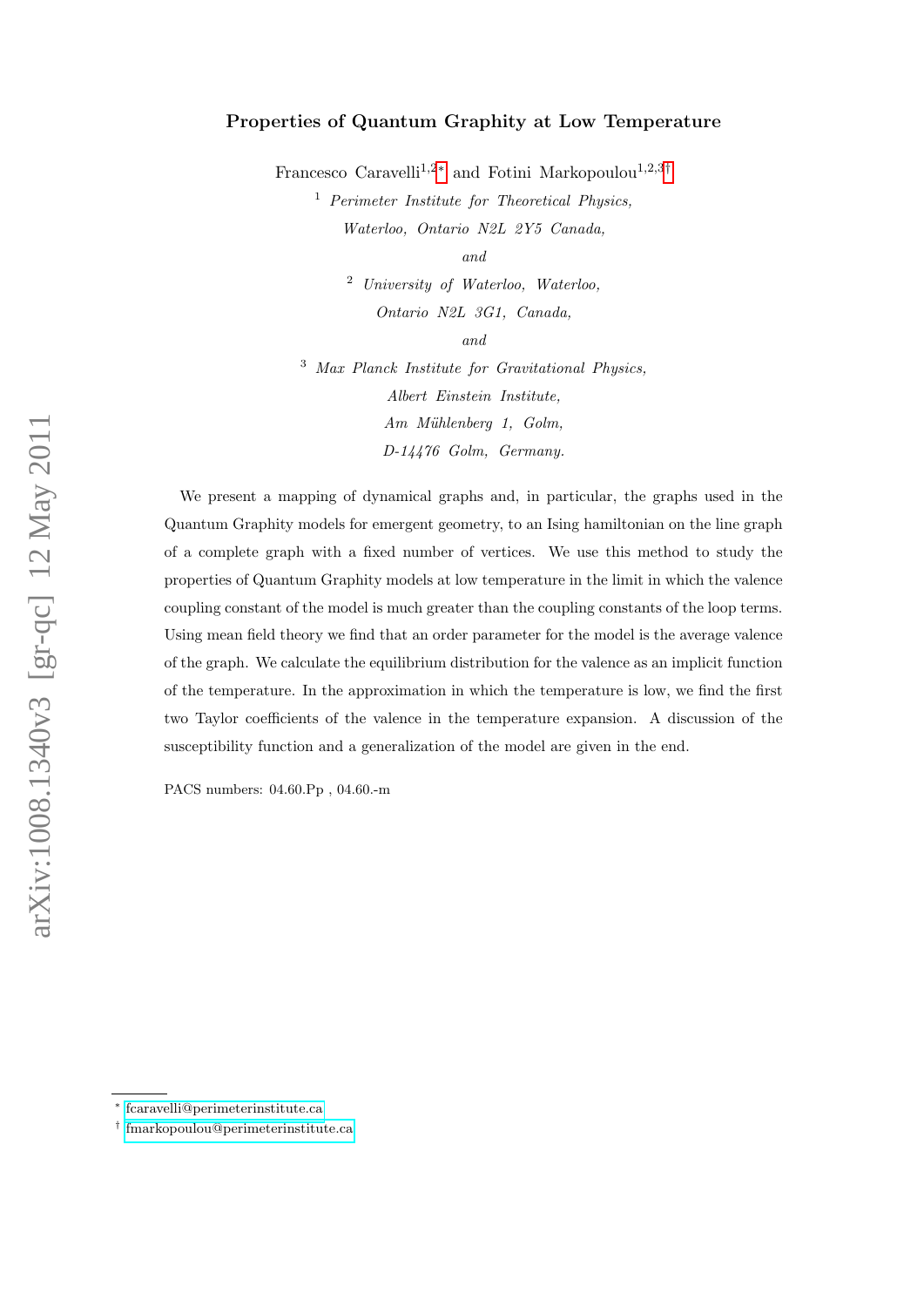# Properties of Quantum Graphity at Low Temperature

Francesco Caravelli[1,2,*] and Fotini Markopoulou[1,2,3,†]

[1] *Perimeter Institute for Theoretical Physics, Waterloo, Ontario N2L 2Y5 Canada,*

*and*

[2] *University of Waterloo, Waterloo, Ontario N2L 3G1, Canada,*

*and*

[3] *Max Planck Institute for Gravitational Physics, Albert Einstein Institute, Am Mühlenberg 1, Golm, D-14476 Golm, Germany.*

We present a mapping of dynamical graphs and, in particular, the graphs used in the Quantum Graphity models for emergent geometry, to an Ising hamiltonian on the line graph of a complete graph with a fixed number of vertices. We use this method to study the properties of Quantum Graphity models at low temperature in the limit in which the valence coupling constant of the model is much greater than the coupling constants of the loop terms. Using mean field theory we find that an order parameter for the model is the average valence of the graph. We calculate the equilibrium distribution for the valence as an implicit function of the temperature. In the approximation in which the temperature is low, we find the first two Taylor coefficients of the valence in the temperature expansion. A discussion of the susceptibility function and a generalization of the model are given in the end.

PACS numbers: 04.60.Pp , 04.60.-m

[*] fcaravelli@perimeterinstitute.ca

[†] fmarkopoulou@perimeterinstitute.ca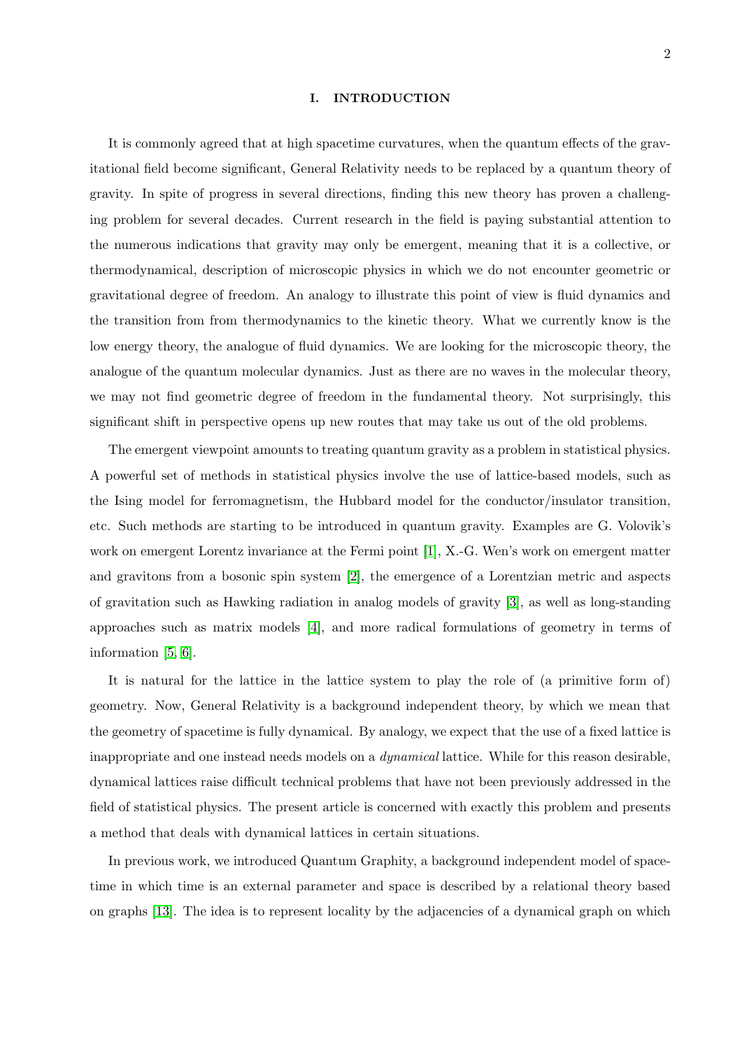## I. INTRODUCTION

It is commonly agreed that at high spacetime curvatures, when the quantum effects of the gravitational field become significant, General Relativity needs to be replaced by a quantum theory of gravity. In spite of progress in several directions, finding this new theory has proven a challenging problem for several decades. Current research in the field is paying substantial attention to the numerous indications that gravity may only be emergent, meaning that it is a collective, or thermodynamical, description of microscopic physics in which we do not encounter geometric or gravitational degree of freedom. An analogy to illustrate this point of view is fluid dynamics and the transition from from thermodynamics to the kinetic theory. What we currently know is the low energy theory, the analogue of fluid dynamics. We are looking for the microscopic theory, the analogue of the quantum molecular dynamics. Just as there are no waves in the molecular theory, we may not find geometric degree of freedom in the fundamental theory. Not surprisingly, this significant shift in perspective opens up new routes that may take us out of the old problems.

The emergent viewpoint amounts to treating quantum gravity as a problem in statistical physics. A powerful set of methods in statistical physics involve the use of lattice-based models, such as the Ising model for ferromagnetism, the Hubbard model for the conductor/insulator transition, etc. Such methods are starting to be introduced in quantum gravity. Examples are G. Volovik's work on emergent Lorentz invariance at the Fermi point [1], X.-G. Wen's work on emergent matter and gravitons from a bosonic spin system [2], the emergence of a Lorentzian metric and aspects of gravitation such as Hawking radiation in analog models of gravity [3], as well as long-standing approaches such as matrix models [4], and more radical formulations of geometry in terms of information [5, 6].

It is natural for the lattice in the lattice system to play the role of (a primitive form of) geometry. Now, General Relativity is a background independent theory, by which we mean that the geometry of spacetime is fully dynamical. By analogy, we expect that the use of a fixed lattice is inappropriate and one instead needs models on a *dynamical* lattice. While for this reason desirable, dynamical lattices raise difficult technical problems that have not been previously addressed in the field of statistical physics. The present article is concerned with exactly this problem and presents a method that deals with dynamical lattices in certain situations.

In previous work, we introduced Quantum Graphity, a background independent model of spacetime in which time is an external parameter and space is described by a relational theory based on graphs [13]. The idea is to represent locality by the adjacencies of a dynamical graph on which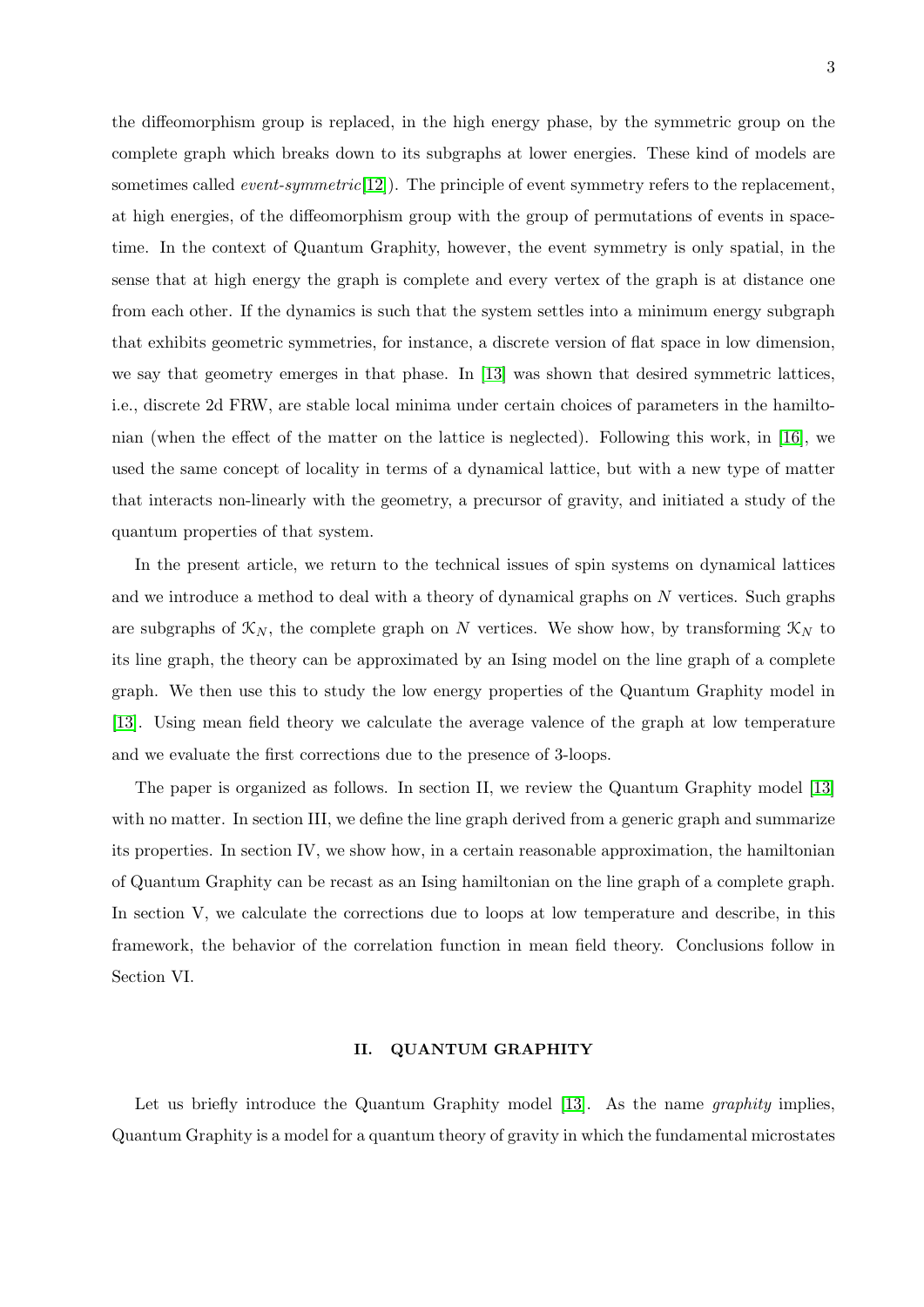the diffeomorphism group is replaced, in the high energy phase, by the symmetric group on the complete graph which breaks down to its subgraphs at lower energies. These kind of models are sometimes called *event-symmetric*[12]). The principle of event symmetry refers to the replacement, at high energies, of the diffeomorphism group with the group of permutations of events in spacetime. In the context of Quantum Graphity, however, the event symmetry is only spatial, in the sense that at high energy the graph is complete and every vertex of the graph is at distance one from each other. If the dynamics is such that the system settles into a minimum energy subgraph that exhibits geometric symmetries, for instance, a discrete version of flat space in low dimension, we say that geometry emerges in that phase. In [13] was shown that desired symmetric lattices, i.e., discrete 2d FRW, are stable local minima under certain choices of parameters in the hamiltonian (when the effect of the matter on the lattice is neglected). Following this work, in [16], we used the same concept of locality in terms of a dynamical lattice, but with a new type of matter that interacts non-linearly with the geometry, a precursor of gravity, and initiated a study of the quantum properties of that system.

In the present article, we return to the technical issues of spin systems on dynamical lattices and we introduce a method to deal with a theory of dynamical graphs on $N$ vertices. Such graphs are subgraphs of $\mathcal{K}_N$, the complete graph on $N$ vertices. We show how, by transforming $\mathcal{K}_N$ to its line graph, the theory can be approximated by an Ising model on the line graph of a complete graph. We then use this to study the low energy properties of the Quantum Graphity model in [13]. Using mean field theory we calculate the average valence of the graph at low temperature and we evaluate the first corrections due to the presence of 3-loops.

The paper is organized as follows. In section II, we review the Quantum Graphity model [13] with no matter. In section III, we define the line graph derived from a generic graph and summarize its properties. In section IV, we show how, in a certain reasonable approximation, the hamiltonian of Quantum Graphity can be recast as an Ising hamiltonian on the line graph of a complete graph. In section V, we calculate the corrections due to loops at low temperature and describe, in this framework, the behavior of the correlation function in mean field theory. Conclusions follow in Section VI.

## II. QUANTUM GRAPHITY

Let us briefly introduce the Quantum Graphity model [13]. As the name *graphity* implies, Quantum Graphity is a model for a quantum theory of gravity in which the fundamental microstates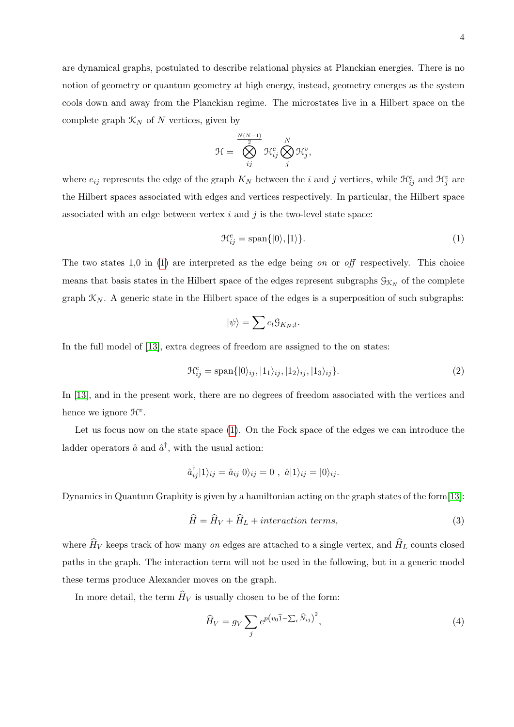are dynamical graphs, postulated to describe relational physics at Planckian energies. There is no notion of geometry or quantum geometry at high energy, instead, geometry emerges as the system cools down and away from the Planckian regime. The microstates live in a Hilbert space on the complete graph $\mathcal{K}_N$ of $N$ vertices, given by

$$\mathcal{H} = \bigotimes_{ij}^{\frac{N(N-1)}{2}} \mathcal{H}^e_{ij} \bigotimes_{j}^{N} \mathcal{H}^v_j,$$

where $e_{ij}$ represents the edge of the graph $K_N$ between the $i$ and $j$ vertices, while $\mathcal{H}^e_{ij}$ and $\mathcal{H}^v_j$ are the Hilbert spaces associated with edges and vertices respectively. In particular, the Hilbert space associated with an edge between vertex $i$ and $j$ is the two-level state space:

$$\mathcal{H}^e_{ij} = \mathrm{span}\{|0\rangle, |1\rangle\}. \tag{1}$$

The two states 1,0 in (1) are interpreted as the edge being *on* or *off* respectively. This choice means that basis states in the Hilbert space of the edges represent subgraphs $\mathcal{G}_{\mathcal{K}_N}$ of the complete graph $\mathcal{K}_N$. A generic state in the Hilbert space of the edges is a superposition of such subgraphs:

$$|\psi\rangle = \sum c_t \mathcal{G}_{K_N;t}.$$

In the full model of [13], extra degrees of freedom are assigned to the on states:

$$\mathcal{H}^e_{ij} = \mathrm{span}\{|0\rangle_{ij}, |1_1\rangle_{ij}, |1_2\rangle_{ij}, |1_3\rangle_{ij}\}. \tag{2}$$

In [13], and in the present work, there are no degrees of freedom associated with the vertices and hence we ignore $\mathcal{H}^v$.

Let us focus now on the state space (1). On the Fock space of the edges we can introduce the ladder operators $\hat{a}$ and $\hat{a}^\dagger$, with the usual action:

$$\hat{a}^\dagger_{ij}|1\rangle_{ij} = \hat{a}_{ij}|0\rangle_{ij} = 0 \ , \ \hat{a}|1\rangle_{ij} = |0\rangle_{ij}.$$

Dynamics in Quantum Graphity is given by a hamiltonian acting on the graph states of the form[13]:

$$\widehat{H} = \widehat{H}_V + \widehat{H}_L + \textit{interaction terms}, \tag{3}$$

where $\widehat{H}_V$ keeps track of how many *on* edges are attached to a single vertex, and $\widehat{H}_L$ counts closed paths in the graph. The interaction term will not be used in the following, but in a generic model these terms produce Alexander moves on the graph.

In more detail, the term $\widehat{H}_V$ is usually chosen to be of the form:

$$\widehat{H}_V = g_V \sum_j e^{p\left(v_0 \widehat{1} - \sum_i \widehat{N}_{ij}\right)^2}, \tag{4}$$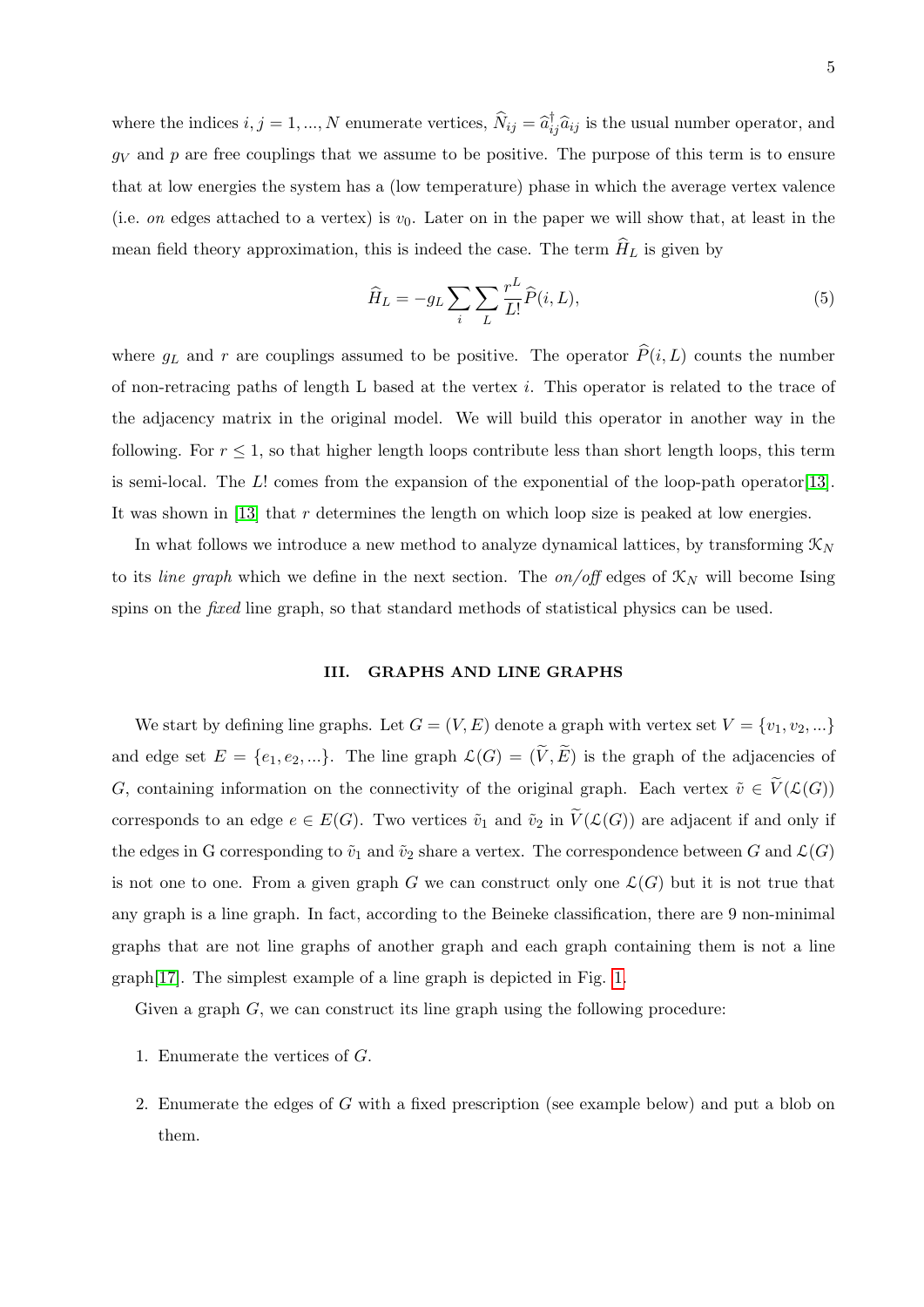where the indices $i, j = 1, ..., N$ enumerate vertices, $\widehat{N}_{ij} = \widehat{a}^{\dagger}_{ij}\widehat{a}_{ij}$ is the usual number operator, and $g_V$ and $p$ are free couplings that we assume to be positive. The purpose of this term is to ensure that at low energies the system has a (low temperature) phase in which the average vertex valence (i.e. *on* edges attached to a vertex) is $v_0$. Later on in the paper we will show that, at least in the mean field theory approximation, this is indeed the case. The term $\widehat{H}_L$ is given by

$$\widehat{H}_L = -g_L \sum_i \sum_L \frac{r^L}{L!} \widehat{P}(i, L), \tag{5}$$

where $g_L$ and $r$ are couplings assumed to be positive. The operator $\widehat{P}(i, L)$ counts the number of non-retracing paths of length L based at the vertex $i$. This operator is related to the trace of the adjacency matrix in the original model. We will build this operator in another way in the following. For $r \leq 1$, so that higher length loops contribute less than short length loops, this term is semi-local. The $L!$ comes from the expansion of the exponential of the loop-path operator[13]. It was shown in [13] that $r$ determines the length on which loop size is peaked at low energies.

In what follows we introduce a new method to analyze dynamical lattices, by transforming $\mathcal{K}_N$ to its *line graph* which we define in the next section. The *on/off* edges of $\mathcal{K}_N$ will become Ising spins on the *fixed* line graph, so that standard methods of statistical physics can be used.

## III. GRAPHS AND LINE GRAPHS

We start by defining line graphs. Let $G = (V, E)$ denote a graph with vertex set $V = \{v_1, v_2, ...\}$ and edge set $E = \{e_1, e_2, ...\}$. The line graph $\mathcal{L}(G) = (\widetilde{V}, \widetilde{E})$ is the graph of the adjacencies of $G$, containing information on the connectivity of the original graph. Each vertex $\tilde{v} \in \widetilde{V}(\mathcal{L}(G))$ corresponds to an edge $e \in E(G)$. Two vertices $\tilde{v}_1$ and $\tilde{v}_2$ in $\widetilde{V}(\mathcal{L}(G))$ are adjacent if and only if the edges in G corresponding to $\tilde{v}_1$ and $\tilde{v}_2$ share a vertex. The correspondence between $G$ and $\mathcal{L}(G)$ is not one to one. From a given graph $G$ we can construct only one $\mathcal{L}(G)$ but it is not true that any graph is a line graph. In fact, according to the Beineke classification, there are 9 non-minimal graphs that are not line graphs of another graph and each graph containing them is not a line graph[17]. The simplest example of a line graph is depicted in Fig. 1.

Given a graph $G$, we can construct its line graph using the following procedure:

1. Enumerate the vertices of $G$.

2. Enumerate the edges of $G$ with a fixed prescription (see example below) and put a blob on them.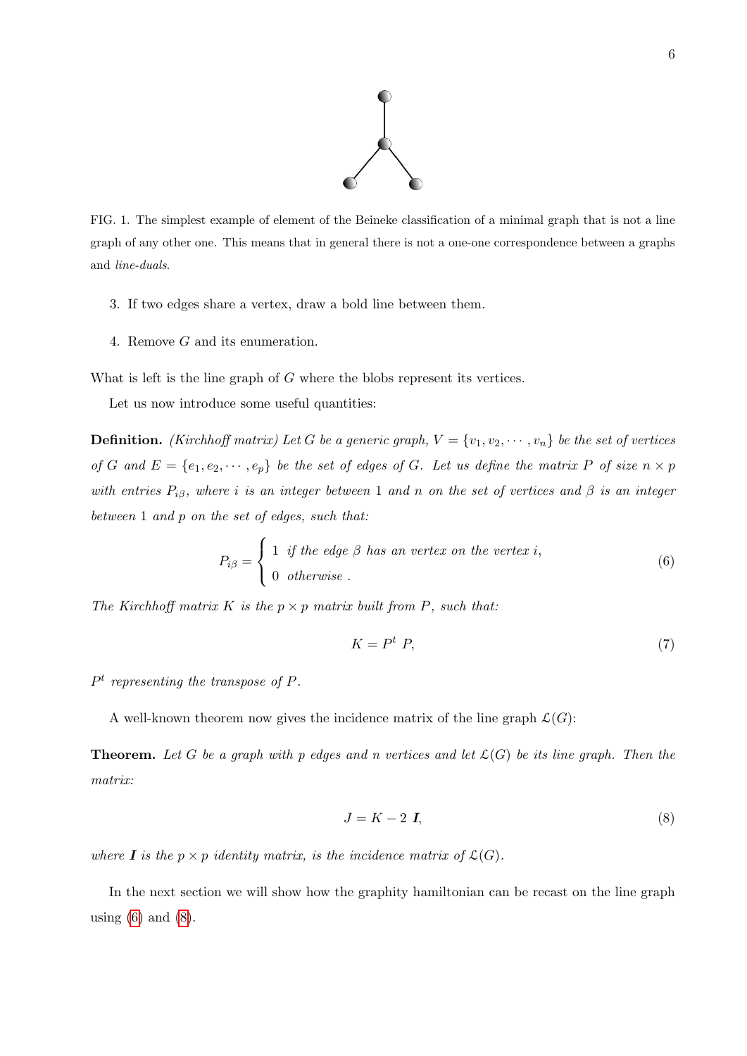FIG. 1. The simplest example of element of the Beineke classification of a minimal graph that is not a line graph of any other one. This means that in general there is not a one-one correspondence between a graphs and *line-duals*.

3. If two edges share a vertex, draw a bold line between them.

4. Remove $G$ and its enumeration.

What is left is the line graph of $G$ where the blobs represent its vertices.

Let us now introduce some useful quantities:

**Definition.** *(Kirchhoff matrix) Let $G$ be a generic graph, $V = \{v_1, v_2, \cdots, v_n\}$ be the set of vertices of $G$ and $E = \{e_1, e_2, \cdots, e_p\}$ be the set of edges of $G$. Let us define the matrix $P$ of size $n \times p$ with entries $P_{i\beta}$, where $i$ is an integer between 1 and $n$ on the set of vertices and $\beta$ is an integer between 1 and $p$ on the set of edges, such that:*

$$P_{i\beta} = \begin{cases} 1 & \text{if the edge } \beta \text{ has an vertex on the vertex } i, \\ 0 & \text{otherwise .} \end{cases} \tag{6}$$

*The Kirchhoff matrix $K$ is the $p \times p$ matrix built from $P$, such that:*

$$K = P^t \ P, \tag{7}$$

*$P^t$ representing the transpose of $P$.*

A well-known theorem now gives the incidence matrix of the line graph $\mathcal{L}(G)$:

**Theorem.** *Let $G$ be a graph with $p$ edges and $n$ vertices and let $\mathcal{L}(G)$ be its line graph. Then the matrix:*

$$J = K - 2 \ \boldsymbol{I}, \tag{8}$$

*where $\boldsymbol{I}$ is the $p \times p$ identity matrix, is the incidence matrix of $\mathcal{L}(G)$.*

In the next section we will show how the graphity hamiltonian can be recast on the line graph using (6) and (8).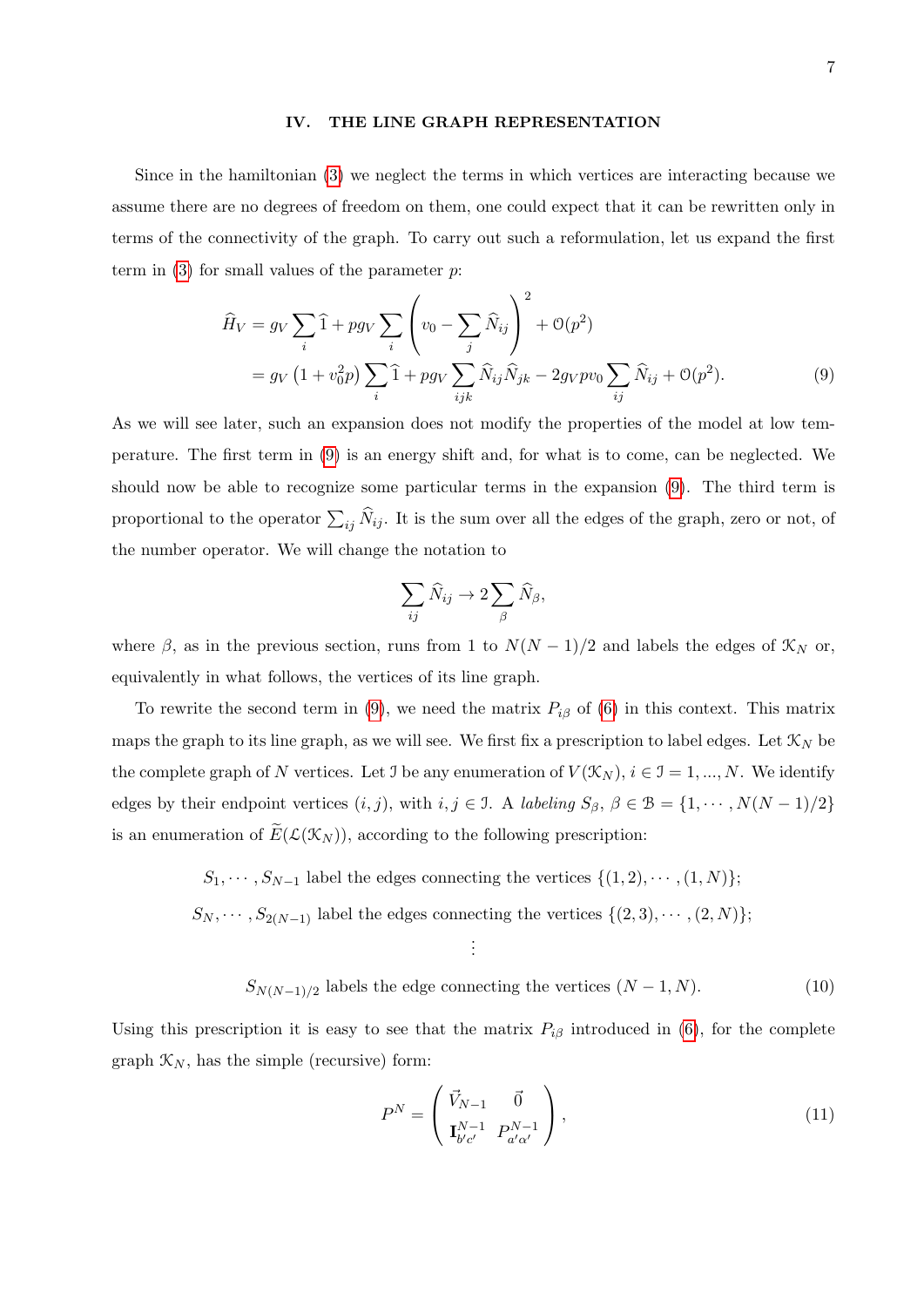## IV. THE LINE GRAPH REPRESENTATION

Since in the hamiltonian (3) we neglect the terms in which vertices are interacting because we assume there are no degrees of freedom on them, one could expect that it can be rewritten only in terms of the connectivity of the graph. To carry out such a reformulation, let us expand the first term in (3) for small values of the parameter $p$:

$$\begin{aligned}
\widehat{H}_V &= g_V \sum_i \widehat{1} + p g_V \sum_i \left( v_0 - \sum_j \widehat{N}_{ij} \right)^2 + \mathcal{O}(p^2) \\
&= g_V \left(1 + v_0^2 p\right) \sum_i \widehat{1} + p g_V \sum_{ijk} \widehat{N}_{ij} \widehat{N}_{jk} - 2 g_V p v_0 \sum_{ij} \widehat{N}_{ij} + \mathcal{O}(p^2).
\end{aligned} \tag{9}$$

As we will see later, such an expansion does not modify the properties of the model at low temperature. The first term in (9) is an energy shift and, for what is to come, can be neglected. We should now be able to recognize some particular terms in the expansion (9). The third term is proportional to the operator $\sum_{ij} \widehat{N}_{ij}$. It is the sum over all the edges of the graph, zero or not, of the number operator. We will change the notation to

$$\sum_{ij} \widehat{N}_{ij} \to 2 \sum_{\beta} \widehat{N}_{\beta},$$

where $\beta$, as in the previous section, runs from 1 to $N(N-1)/2$ and labels the edges of $\mathcal{K}_N$ or, equivalently in what follows, the vertices of its line graph.

To rewrite the second term in (9), we need the matrix $P_{i\beta}$ of (6) in this context. This matrix maps the graph to its line graph, as we will see. We first fix a prescription to label edges. Let $\mathcal{K}_N$ be the complete graph of $N$ vertices. Let $\mathcal{I}$ be any enumeration of $V(\mathcal{K}_N)$, $i \in \mathcal{I} = 1, ..., N$. We identify edges by their endpoint vertices $(i, j)$, with $i, j \in \mathcal{I}$. A *labeling* $S_\beta$, $\beta \in \mathcal{B} = \{1, \cdots, N(N-1)/2\}$ is an enumeration of $\widetilde{E}(\mathcal{L}(\mathcal{K}_N))$, according to the following prescription:

$$\begin{gathered}
S_1, \cdots, S_{N-1} \text{ label the edges connecting the vertices } \{(1,2), \cdots, (1,N)\}; \\
S_N, \cdots, S_{2(N-1)} \text{ label the edges connecting the vertices } \{(2,3), \cdots, (2,N)\}; \\
\vdots \\
S_{N(N-1)/2} \text{ labels the edge connecting the vertices } (N-1, N).
\end{gathered} \tag{10}$$

Using this prescription it is easy to see that the matrix $P_{i\beta}$ introduced in (6), for the complete graph $\mathcal{K}_N$, has the simple (recursive) form:

$$P^N = \begin{pmatrix} \vec{V}_{N-1} & \vec{0} \\ \mathbf{I}^{N-1}_{b'c'} & P^{N-1}_{a'\alpha'} \end{pmatrix}, \tag{11}$$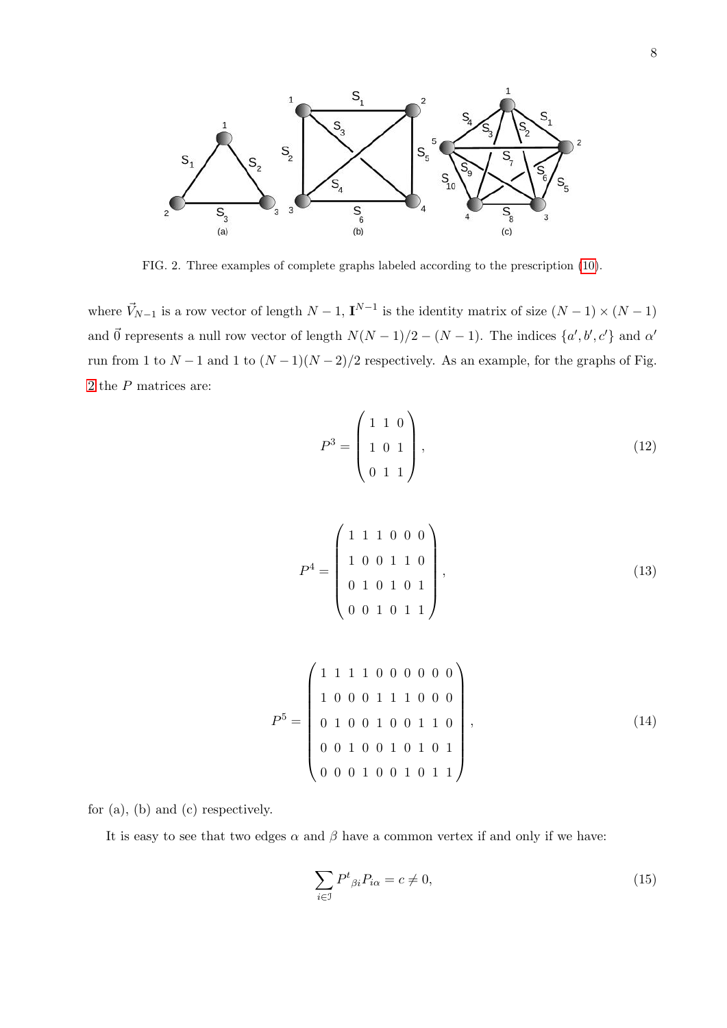FIG. 2. Three examples of complete graphs labeled according to the prescription (10).

where $\vec{V}_{N-1}$ is a row vector of length $N-1$, $\mathbf{I}^{N-1}$ is the identity matrix of size $(N-1)\times(N-1)$ and $\vec{0}$ represents a null row vector of length $N(N-1)/2-(N-1)$. The indices $\{a', b', c'\}$ and $\alpha'$ run from 1 to $N-1$ and 1 to $(N-1)(N-2)/2$ respectively. As an example, for the graphs of Fig. 2 the $P$ matrices are:

$$P^3 = \begin{pmatrix} 1 & 1 & 0 \\ 1 & 0 & 1 \\ 0 & 1 & 1 \end{pmatrix}, \tag{12}$$

$$P^4 = \begin{pmatrix} 1 & 1 & 1 & 0 & 0 & 0 \\ 1 & 0 & 0 & 1 & 1 & 0 \\ 0 & 1 & 0 & 1 & 0 & 1 \\ 0 & 0 & 1 & 0 & 1 & 1 \end{pmatrix}, \tag{13}$$

$$P^5 = \begin{pmatrix} 1 & 1 & 1 & 1 & 0 & 0 & 0 & 0 & 0 & 0 \\ 1 & 0 & 0 & 0 & 1 & 1 & 1 & 0 & 0 & 0 \\ 0 & 1 & 0 & 0 & 1 & 0 & 0 & 1 & 1 & 0 \\ 0 & 0 & 1 & 0 & 0 & 1 & 0 & 1 & 0 & 1 \\ 0 & 0 & 0 & 1 & 0 & 0 & 1 & 0 & 1 & 1 \end{pmatrix}, \tag{14}$$

for (a), (b) and (c) respectively.

It is easy to see that two edges $\alpha$ and $\beta$ have a common vertex if and only if we have:

$$\sum_{i\in\mathfrak{I}} {P^t}_{\beta i} P_{i\alpha} = c \neq 0, \tag{15}$$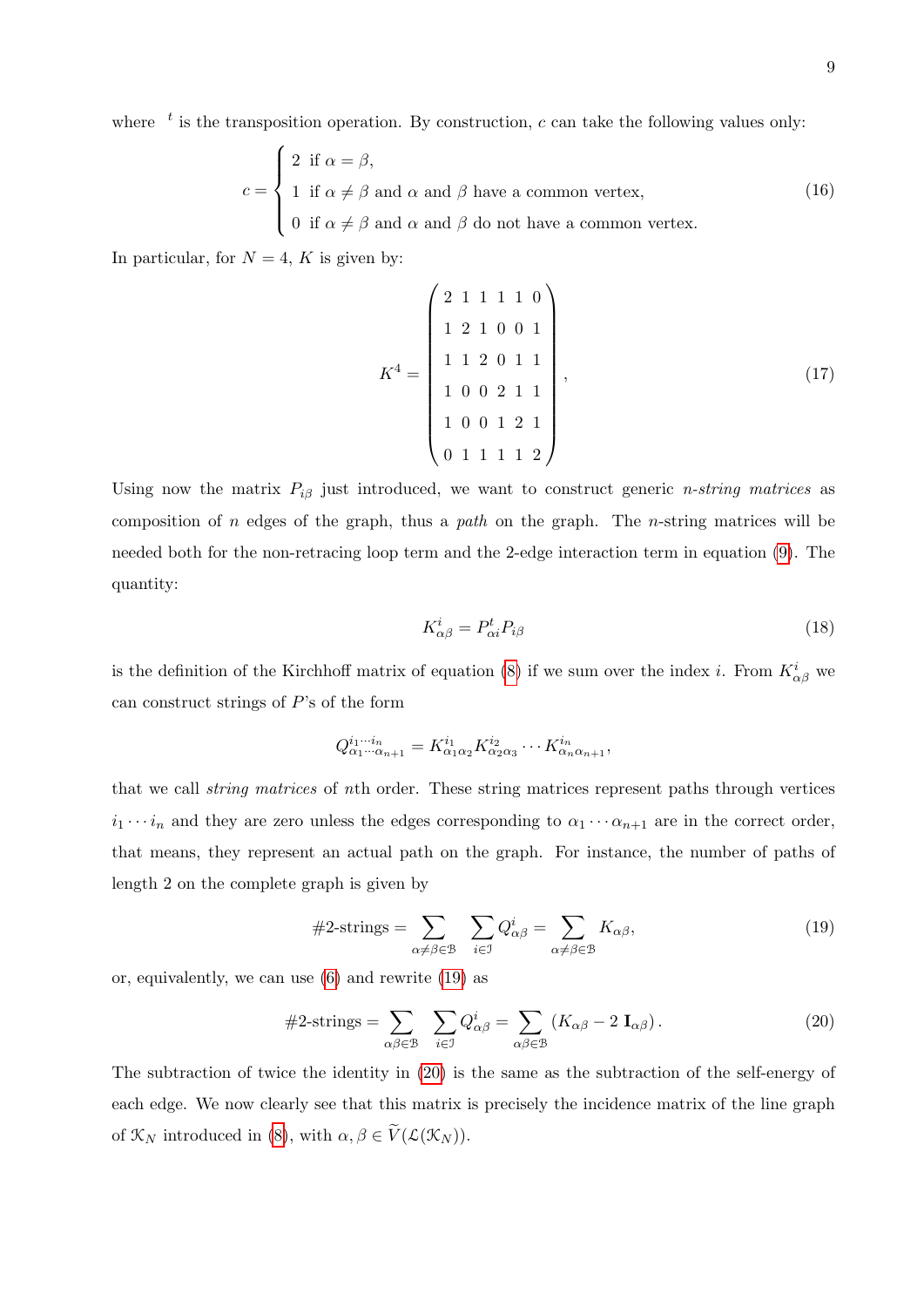where $\,^t$ is the transposition operation. By construction, $c$ can take the following values only:

$$c = \begin{cases} 2 \text{ if } \alpha = \beta, \\ 1 \text{ if } \alpha \neq \beta \text{ and } \alpha \text{ and } \beta \text{ have a common vertex,} \\ 0 \text{ if } \alpha \neq \beta \text{ and } \alpha \text{ and } \beta \text{ do not have a common vertex.} \end{cases} \tag{16}$$

In particular, for $N = 4$, $K$ is given by:

$$K^4 = \begin{pmatrix} 2 & 1 & 1 & 1 & 1 & 0 \\ 1 & 2 & 1 & 0 & 0 & 1 \\ 1 & 1 & 2 & 0 & 1 & 1 \\ 1 & 0 & 0 & 2 & 1 & 1 \\ 1 & 0 & 0 & 1 & 2 & 1 \\ 0 & 1 & 1 & 1 & 1 & 2 \end{pmatrix}, \tag{17}$$

Using now the matrix $P_{i\beta}$ just introduced, we want to construct generic *n-string matrices* as composition of $n$ edges of the graph, thus a *path* on the graph. The $n$-string matrices will be needed both for the non-retracing loop term and the 2-edge interaction term in equation (9). The quantity:

$$K^i_{\alpha\beta} = P^t_{\alpha i} P_{i\beta} \tag{18}$$

is the definition of the Kirchhoff matrix of equation (8) if we sum over the index $i$. From $K^i_{\alpha\beta}$ we can construct strings of $P$'s of the form

$$Q^{i_1\cdots i_n}_{\alpha_1\cdots\alpha_{n+1}} = K^{i_1}_{\alpha_1\alpha_2} K^{i_2}_{\alpha_2\alpha_3} \cdots K^{i_n}_{\alpha_n\alpha_{n+1}},$$

that we call *string matrices* of $n$th order. These string matrices represent paths through vertices $i_1 \cdots i_n$ and they are zero unless the edges corresponding to $\alpha_1 \cdots \alpha_{n+1}$ are in the correct order, that means, they represent an actual path on the graph. For instance, the number of paths of length 2 on the complete graph is given by

$$\#\text{2-strings} = \sum_{\alpha\neq\beta\in\mathcal{B}} \sum_{i\in\mathcal{I}} Q^i_{\alpha\beta} = \sum_{\alpha\neq\beta\in\mathcal{B}} K_{\alpha\beta}, \tag{19}$$

or, equivalently, we can use (6) and rewrite (19) as

$$\#\text{2-strings} = \sum_{\alpha\beta\in\mathcal{B}} \sum_{i\in\mathcal{I}} Q^i_{\alpha\beta} = \sum_{\alpha\beta\in\mathcal{B}} \left(K_{\alpha\beta} - 2\,\mathbf{I}_{\alpha\beta}\right). \tag{20}$$

The subtraction of twice the identity in (20) is the same as the subtraction of the self-energy of each edge. We now clearly see that this matrix is precisely the incidence matrix of the line graph of $\mathcal{K}_N$ introduced in (8), with $\alpha, \beta \in \widetilde{V}(\mathcal{L}(\mathcal{K}_N))$.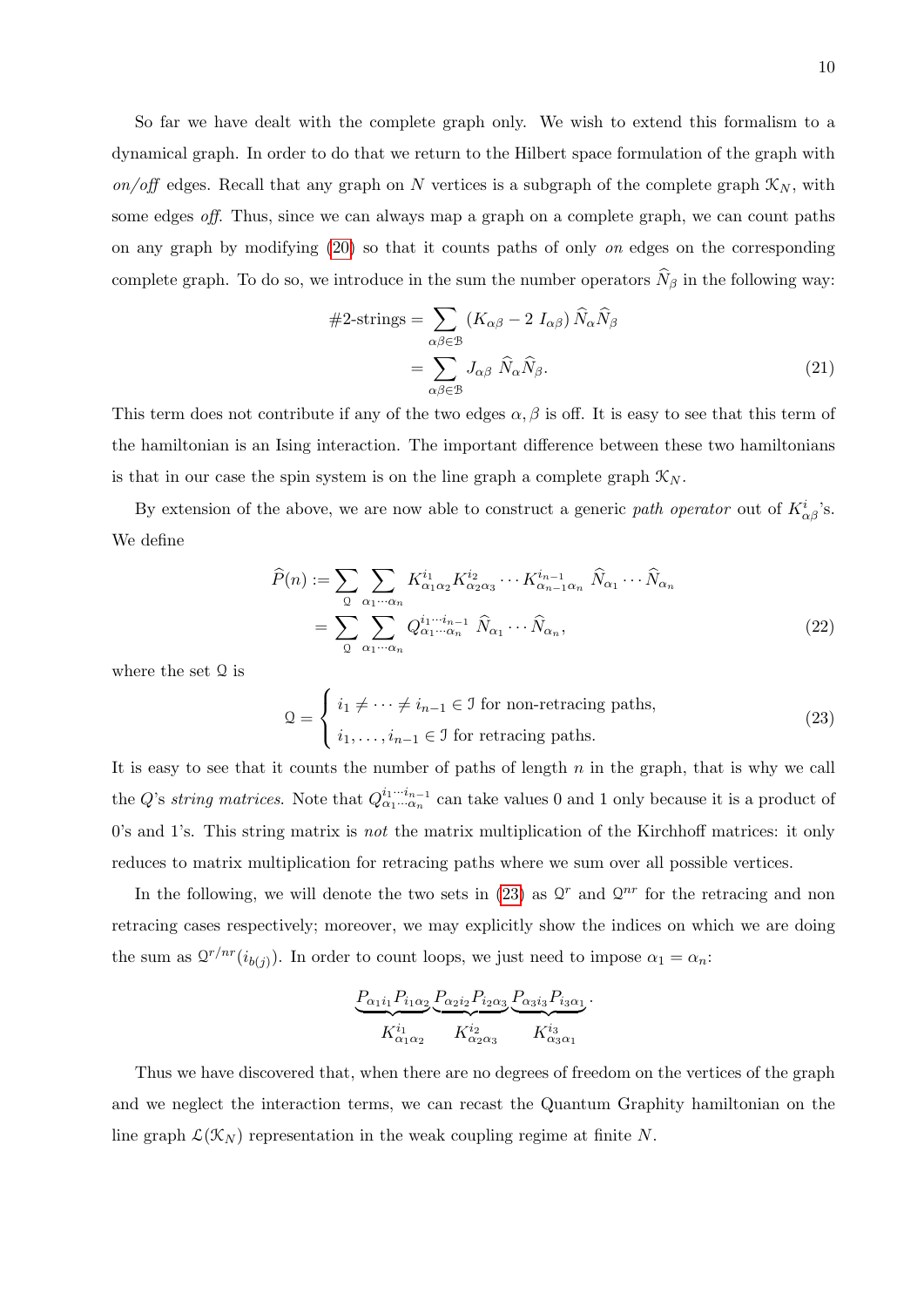So far we have dealt with the complete graph only. We wish to extend this formalism to a dynamical graph. In order to do that we return to the Hilbert space formulation of the graph with *on/off* edges. Recall that any graph on $N$ vertices is a subgraph of the complete graph $\mathcal{K}_N$, with some edges *off*. Thus, since we can always map a graph on a complete graph, we can count paths on any graph by modifying (20) so that it counts paths of only *on* edges on the corresponding complete graph. To do so, we introduce in the sum the number operators $\widehat{N}_\beta$ in the following way:

$$
\begin{aligned}
\#\text{2-strings} &= \sum_{\alpha\beta\in\mathcal{B}} \left(K_{\alpha\beta} - 2\ I_{\alpha\beta}\right) \widehat{N}_\alpha \widehat{N}_\beta \\
&= \sum_{\alpha\beta\in\mathcal{B}} J_{\alpha\beta}\ \widehat{N}_\alpha \widehat{N}_\beta.
\end{aligned} \tag{21}
$$

This term does not contribute if any of the two edges $\alpha, \beta$ is off. It is easy to see that this term of the hamiltonian is an Ising interaction. The important difference between these two hamiltonians is that in our case the spin system is on the line graph a complete graph $\mathcal{K}_N$.

By extension of the above, we are now able to construct a generic *path operator* out of $K^i_{\alpha\beta}$'s. We define

$$
\begin{aligned}
\widehat{P}(n) &:= \sum_{\mathcal{Q}} \sum_{\alpha_1\cdots\alpha_n} K^{i_1}_{\alpha_1\alpha_2} K^{i_2}_{\alpha_2\alpha_3} \cdots K^{i_{n-1}}_{\alpha_{n-1}\alpha_n}\ \widehat{N}_{\alpha_1} \cdots \widehat{N}_{\alpha_n} \\
&= \sum_{\mathcal{Q}} \sum_{\alpha_1\cdots\alpha_n} Q^{i_1\cdots i_{n-1}}_{\alpha_1\cdots\alpha_n}\ \widehat{N}_{\alpha_1} \cdots \widehat{N}_{\alpha_n},
\end{aligned} \tag{22}
$$

where the set $\mathcal{Q}$ is

$$
\mathcal{Q} = \begin{cases} i_1 \neq \cdots \neq i_{n-1} \in \mathcal{I} \text{ for non-retracing paths,} \\ i_1, \ldots, i_{n-1} \in \mathcal{I} \text{ for retracing paths.} \end{cases} \tag{23}
$$

It is easy to see that it counts the number of paths of length $n$ in the graph, that is why we call the $Q$'s *string matrices*. Note that $Q^{i_1\cdots i_{n-1}}_{\alpha_1\cdots\alpha_n}$ can take values 0 and 1 only because it is a product of 0's and 1's. This string matrix is *not* the matrix multiplication of the Kirchhoff matrices: it only reduces to matrix multiplication for retracing paths where we sum over all possible vertices.

In the following, we will denote the two sets in (23) as $\mathcal{Q}^r$ and $\mathcal{Q}^{nr}$ for the retracing and non retracing cases respectively; moreover, we may explicitly show the indices on which we are doing the sum as $\mathcal{Q}^{r/nr}(i_{b(j)})$. In order to count loops, we just need to impose $\alpha_1 = \alpha_n$:

$$
\underbrace{P_{\alpha_1 i_1} P_{i_1\alpha_2}}_{K^{i_1}_{\alpha_1\alpha_2}} \underbrace{P_{\alpha_2 i_2} P_{i_2\alpha_3}}_{K^{i_2}_{\alpha_2\alpha_3}} \underbrace{P_{\alpha_3 i_3} P_{i_3\alpha_1}}_{K^{i_3}_{\alpha_3\alpha_1}}.
$$

Thus we have discovered that, when there are no degrees of freedom on the vertices of the graph and we neglect the interaction terms, we can recast the Quantum Graphity hamiltonian on the line graph $\mathcal{L}(\mathcal{K}_N)$ representation in the weak coupling regime at finite $N$.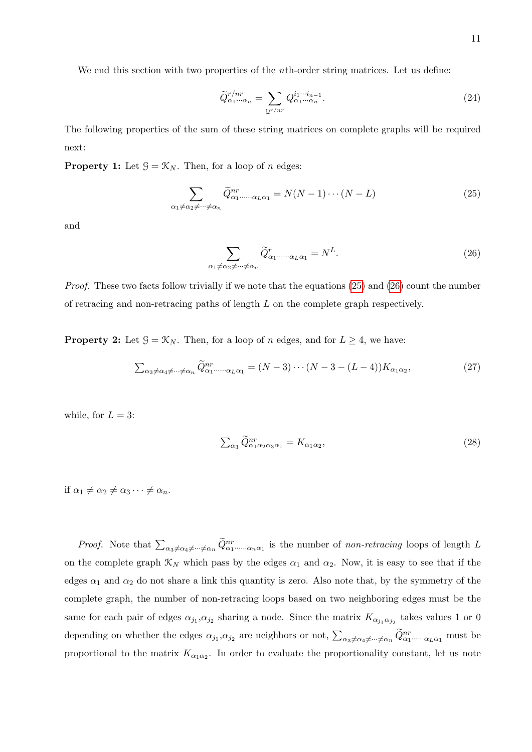We end this section with two properties of the $n$th-order string matrices. Let us define:

$$\widetilde{Q}^{r/nr}_{\alpha_1\cdots\alpha_n} = \sum_{\mathcal{Q}^{r/nr}} Q^{i_1\cdots i_{n-1}}_{\alpha_1\cdots\alpha_n}. \tag{24}$$

The following properties of the sum of these string matrices on complete graphs will be required next:

**Property 1:** Let $\mathcal{G} = \mathcal{K}_N$. Then, for a loop of $n$ edges:

$$\sum_{\alpha_1\neq\alpha_2\neq\cdots\neq\alpha_n} \widetilde{Q}^{nr}_{\alpha_1\cdots\cdots\alpha_L\alpha_1} = N(N-1)\cdots(N-L) \tag{25}$$

and

$$\sum_{\alpha_1\neq\alpha_2\neq\cdots\neq\alpha_n} \widetilde{Q}^{r}_{\alpha_1\cdots\cdots\alpha_L\alpha_1} = N^L. \tag{26}$$

*Proof.* These two facts follow trivially if we note that the equations (25) and (26) count the number of retracing and non-retracing paths of length $L$ on the complete graph respectively.

**Property 2:** Let $\mathcal{G} = \mathcal{K}_N$. Then, for a loop of $n$ edges, and for $L \geq 4$, we have:

$$\textstyle\sum_{\alpha_3\neq\alpha_4\neq\cdots\neq\alpha_n} \widetilde{Q}^{nr}_{\alpha_1\cdots\cdots\alpha_L\alpha_1} = (N-3)\cdots(N-3-(L-4))K_{\alpha_1\alpha_2}, \tag{27}$$

while, for $L = 3$:

$$\textstyle\sum_{\alpha_3} \widetilde{Q}^{nr}_{\alpha_1\alpha_2\alpha_3\alpha_1} = K_{\alpha_1\alpha_2}, \tag{28}$$

if $\alpha_1 \neq \alpha_2 \neq \alpha_3 \cdots \neq \alpha_n$.

*Proof.* Note that $\sum_{\alpha_3\neq\alpha_4\neq\cdots\neq\alpha_n} \widetilde{Q}^{nr}_{\alpha_1\cdots\cdots\alpha_n\alpha_1}$ is the number of *non-retracing* loops of length $L$ on the complete graph $\mathcal{K}_N$ which pass by the edges $\alpha_1$ and $\alpha_2$. Now, it is easy to see that if the edges $\alpha_1$ and $\alpha_2$ do not share a link this quantity is zero. Also note that, by the symmetry of the complete graph, the number of non-retracing loops based on two neighboring edges must be the same for each pair of edges $\alpha_{j_1}$,$\alpha_{j_2}$ sharing a node. Since the matrix $K_{\alpha_{j_1}\alpha_{j_2}}$ takes values 1 or 0 depending on whether the edges $\alpha_{j_1}$,$\alpha_{j_2}$ are neighbors or not, $\sum_{\alpha_3\neq\alpha_4\neq\cdots\neq\alpha_n} \widetilde{Q}^{nr}_{\alpha_1\cdots\cdots\alpha_L\alpha_1}$ must be proportional to the matrix $K_{\alpha_1\alpha_2}$. In order to evaluate the proportionality constant, let us note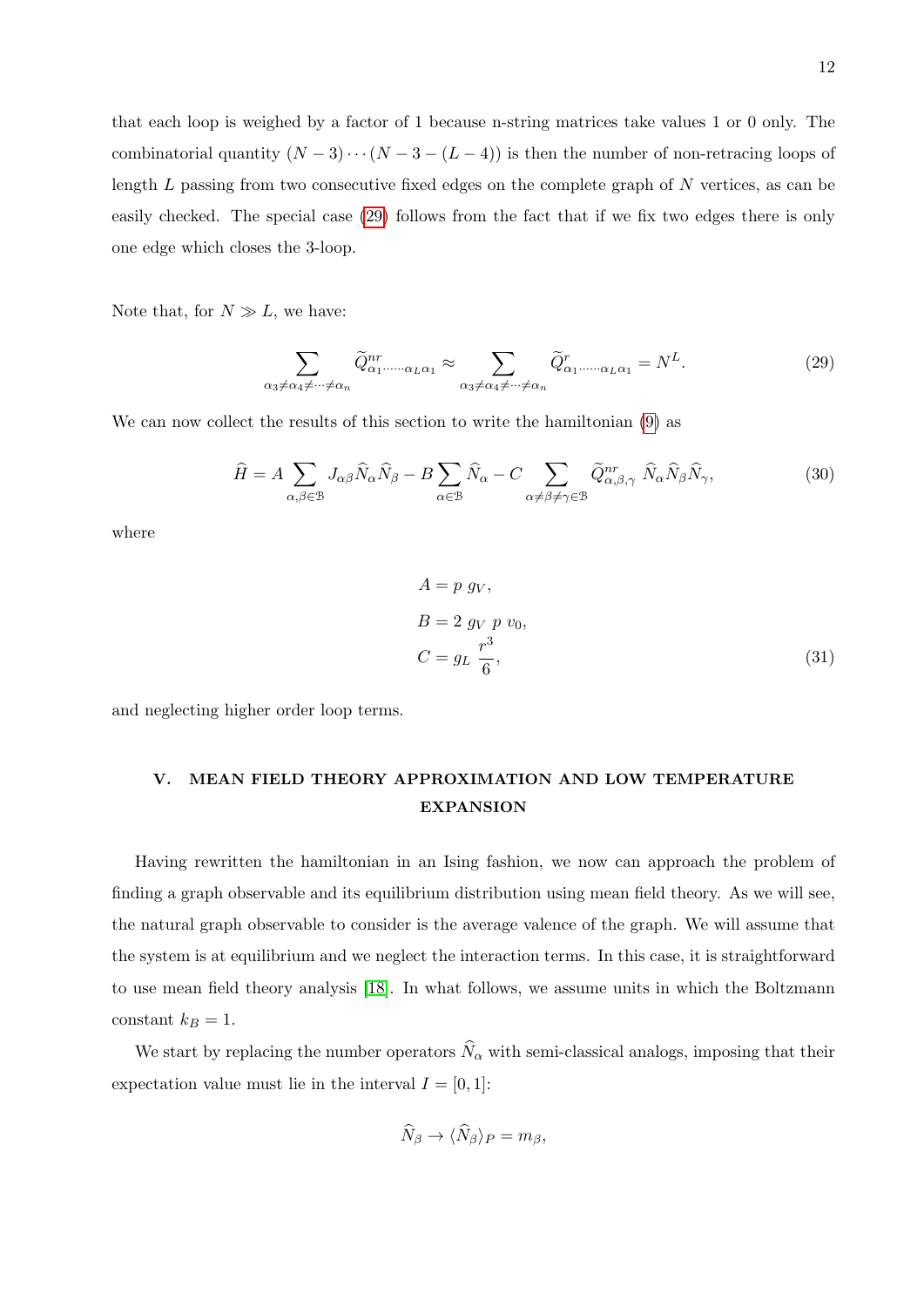that each loop is weighed by a factor of 1 because n-string matrices take values 1 or 0 only. The combinatorial quantity $(N-3)\cdots(N-3-(L-4))$ is then the number of non-retracing loops of length $L$ passing from two consecutive fixed edges on the complete graph of $N$ vertices, as can be easily checked. The special case (29) follows from the fact that if we fix two edges there is only one edge which closes the 3-loop.

Note that, for $N \gg L$, we have:

$$\sum_{\alpha_3 \neq \alpha_4 \neq \cdots \neq \alpha_n} \widetilde{Q}^{nr}_{\alpha_1 \cdots \cdots \alpha_L \alpha_1} \approx \sum_{\alpha_3 \neq \alpha_4 \neq \cdots \neq \alpha_n} \widetilde{Q}^{r}_{\alpha_1 \cdots \cdots \alpha_L \alpha_1} = N^L. \tag{29}$$

We can now collect the results of this section to write the hamiltonian (9) as

$$\widehat{H} = A \sum_{\alpha,\beta \in \mathcal{B}} J_{\alpha\beta} \widehat{N}_\alpha \widehat{N}_\beta - B \sum_{\alpha \in \mathcal{B}} \widehat{N}_\alpha - C \sum_{\alpha \neq \beta \neq \gamma \in \mathcal{B}} \widetilde{Q}^{nr}_{\alpha,\beta,\gamma} \; \widehat{N}_\alpha \widehat{N}_\beta \widehat{N}_\gamma, \tag{30}$$

where

$$\begin{aligned} A &= p \; g_V, \\ B &= 2 \; g_V \; p \; v_0, \\ C &= g_L \; \frac{r^3}{6}, \end{aligned} \tag{31}$$

and neglecting higher order loop terms.

## V. MEAN FIELD THEORY APPROXIMATION AND LOW TEMPERATURE EXPANSION

Having rewritten the hamiltonian in an Ising fashion, we now can approach the problem of finding a graph observable and its equilibrium distribution using mean field theory. As we will see, the natural graph observable to consider is the average valence of the graph. We will assume that the system is at equilibrium and we neglect the interaction terms. In this case, it is straightforward to use mean field theory analysis [18]. In what follows, we assume units in which the Boltzmann constant $k_B = 1$.

We start by replacing the number operators $\widehat{N}_\alpha$ with semi-classical analogs, imposing that their expectation value must lie in the interval $I = [0, 1]$:

$$\widehat{N}_\beta \to \langle \widehat{N}_\beta \rangle_P = m_\beta,$$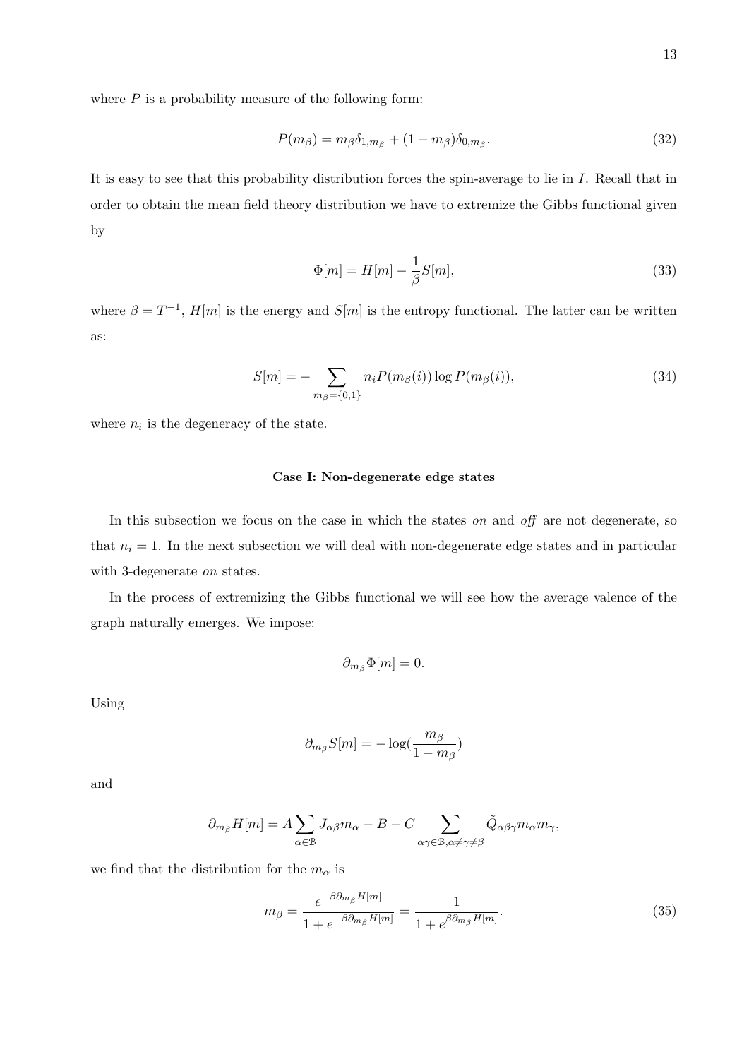where $P$ is a probability measure of the following form:

$$P(m_\beta) = m_\beta \delta_{1,m_\beta} + (1 - m_\beta)\delta_{0,m_\beta}. \tag{32}$$

It is easy to see that this probability distribution forces the spin-average to lie in $I$. Recall that in order to obtain the mean field theory distribution we have to extremize the Gibbs functional given by

$$\Phi[m] = H[m] - \frac{1}{\beta} S[m], \tag{33}$$

where $\beta = T^{-1}$, $H[m]$ is the energy and $S[m]$ is the entropy functional. The latter can be written as:

$$S[m] = - \sum_{m_\beta = \{0,1\}} n_i P(m_\beta(i)) \log P(m_\beta(i)), \tag{34}$$

where $n_i$ is the degeneracy of the state.

#### Case I: Non-degenerate edge states

In this subsection we focus on the case in which the states *on* and *off* are not degenerate, so that $n_i = 1$. In the next subsection we will deal with non-degenerate edge states and in particular with 3-degenerate *on* states.

In the process of extremizing the Gibbs functional we will see how the average valence of the graph naturally emerges. We impose:

$$\partial_{m_\beta} \Phi[m] = 0.$$

Using

$$\partial_{m_\beta} S[m] = - \log(\frac{m_\beta}{1 - m_\beta})$$

and

$$\partial_{m_\beta} H[m] = A \sum_{\alpha \in \mathcal{B}} J_{\alpha\beta} m_\alpha - B - C \sum_{\alpha\gamma \in \mathcal{B}, \alpha \neq \gamma \neq \beta} \tilde{Q}_{\alpha\beta\gamma} m_\alpha m_\gamma,$$

we find that the distribution for the $m_\alpha$ is

$$m_\beta = \frac{e^{-\beta \partial_{m_\beta} H[m]}}{1 + e^{-\beta \partial_{m_\beta} H[m]}} = \frac{1}{1 + e^{\beta \partial_{m_\beta} H[m]}}. \tag{35}$$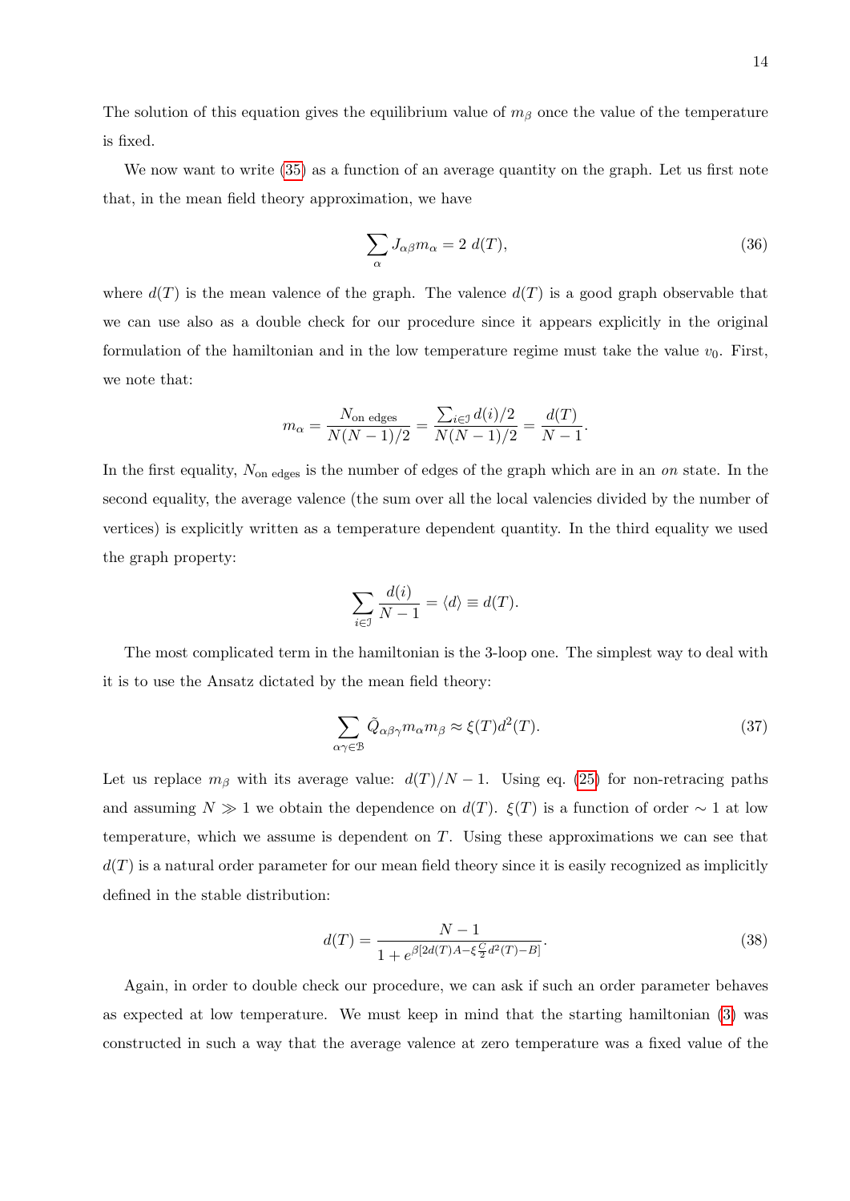The solution of this equation gives the equilibrium value of $m_\beta$ once the value of the temperature is fixed.

We now want to write (35) as a function of an average quantity on the graph. Let us first note that, in the mean field theory approximation, we have

$$\sum_\alpha J_{\alpha\beta} m_\alpha = 2\ d(T), \tag{36}$$

where $d(T)$ is the mean valence of the graph. The valence $d(T)$ is a good graph observable that we can use also as a double check for our procedure since it appears explicitly in the original formulation of the hamiltonian and in the low temperature regime must take the value $v_0$. First, we note that:

$$m_\alpha = \frac{N_{\text{on edges}}}{N(N-1)/2} = \frac{\sum_{i\in\mathcal{I}} d(i)/2}{N(N-1)/2} = \frac{d(T)}{N-1}.$$

In the first equality, $N_{\text{on edges}}$ is the number of edges of the graph which are in an *on* state. In the second equality, the average valence (the sum over all the local valencies divided by the number of vertices) is explicitly written as a temperature dependent quantity. In the third equality we used the graph property:

$$\sum_{i\in\mathcal{I}} \frac{d(i)}{N-1} = \langle d\rangle \equiv d(T).$$

The most complicated term in the hamiltonian is the 3-loop one. The simplest way to deal with it is to use the Ansatz dictated by the mean field theory:

$$\sum_{\alpha\gamma\in\mathcal{B}} \tilde{Q}_{\alpha\beta\gamma} m_\alpha m_\beta \approx \xi(T) d^2(T). \tag{37}$$

Let us replace $m_\beta$ with its average value: $d(T)/N-1$. Using eq. (25) for non-retracing paths and assuming $N \gg 1$ we obtain the dependence on $d(T)$. $\xi(T)$ is a function of order $\sim 1$ at low temperature, which we assume is dependent on $T$. Using these approximations we can see that $d(T)$ is a natural order parameter for our mean field theory since it is easily recognized as implicitly defined in the stable distribution:

$$d(T) = \frac{N-1}{1 + e^{\beta[2d(T)A - \xi\frac{C}{2}d^2(T) - B]}}. \tag{38}$$

Again, in order to double check our procedure, we can ask if such an order parameter behaves as expected at low temperature. We must keep in mind that the starting hamiltonian (3) was constructed in such a way that the average valence at zero temperature was a fixed value of the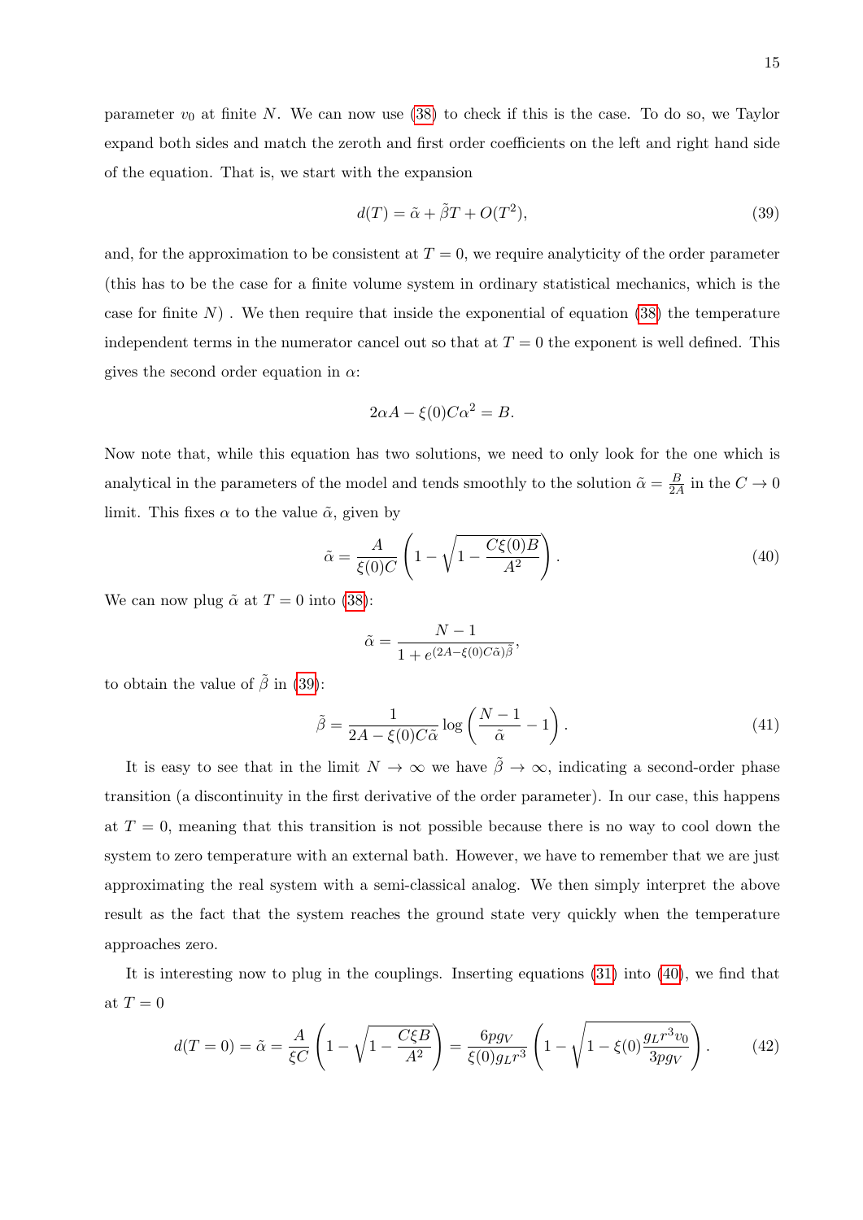parameter $v_0$ at finite $N$. We can now use (38) to check if this is the case. To do so, we Taylor expand both sides and match the zeroth and first order coefficients on the left and right hand side of the equation. That is, we start with the expansion

$$d(T) = \tilde{\alpha} + \tilde{\beta} T + O(T^2), \tag{39}$$

and, for the approximation to be consistent at $T = 0$, we require analyticity of the order parameter (this has to be the case for a finite volume system in ordinary statistical mechanics, which is the case for finite $N$) . We then require that inside the exponential of equation (38) the temperature independent terms in the numerator cancel out so that at $T = 0$ the exponent is well defined. This gives the second order equation in $\alpha$:

$$2\alpha A - \xi(0) C \alpha^2 = B.$$

Now note that, while this equation has two solutions, we need to only look for the one which is analytical in the parameters of the model and tends smoothly to the solution $\tilde{\alpha} = \frac{B}{2A}$ in the $C \to 0$ limit. This fixes $\alpha$ to the value $\tilde{\alpha}$, given by

$$\tilde{\alpha} = \frac{A}{\xi(0) C} \left( 1 - \sqrt{1 - \frac{C \xi(0) B}{A^2}} \right). \tag{40}$$

We can now plug $\tilde{\alpha}$ at $T = 0$ into (38):

$$\tilde{\alpha} = \frac{N-1}{1 + e^{(2A - \xi(0) C \tilde{\alpha}) \tilde{\beta}}},$$

to obtain the value of $\tilde{\beta}$ in (39):

$$\tilde{\beta} = \frac{1}{2A - \xi(0) C \tilde{\alpha}} \log \left( \frac{N-1}{\tilde{\alpha}} - 1 \right). \tag{41}$$

It is easy to see that in the limit $N \to \infty$ we have $\tilde{\beta} \to \infty$, indicating a second-order phase transition (a discontinuity in the first derivative of the order parameter). In our case, this happens at $T = 0$, meaning that this transition is not possible because there is no way to cool down the system to zero temperature with an external bath. However, we have to remember that we are just approximating the real system with a semi-classical analog. We then simply interpret the above result as the fact that the system reaches the ground state very quickly when the temperature approaches zero.

It is interesting now to plug in the couplings. Inserting equations (31) into (40), we find that at $T = 0$

$$d(T=0) = \tilde{\alpha} = \frac{A}{\xi C} \left( 1 - \sqrt{1 - \frac{C \xi B}{A^2}} \right) = \frac{6 p g_V}{\xi(0) g_L r^3} \left( 1 - \sqrt{1 - \xi(0) \frac{g_L r^3 v_0}{3 p g_V}} \right). \tag{42}$$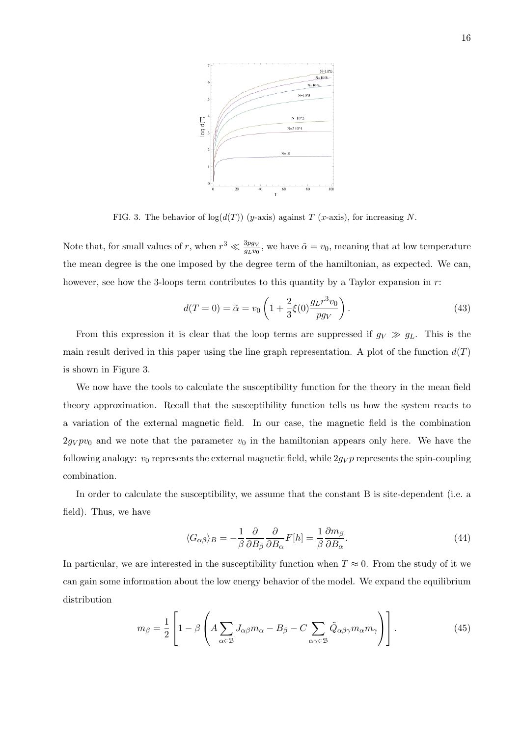FIG. 3. The behavior of $\log(d(T))$ ($y$-axis) against $T$ ($x$-axis), for increasing $N$.

Note that, for small values of $r$, when $r^3 \ll \frac{3pg_V}{g_L v_0}$, we have $\tilde{\alpha} = v_0$, meaning that at low temperature the mean degree is the one imposed by the degree term of the hamiltonian, as expected. We can, however, see how the 3-loops term contributes to this quantity by a Taylor expansion in $r$:

$$d(T=0) = \tilde{\alpha} = v_0 \left(1 + \frac{2}{3}\xi(0)\frac{g_L r^3 v_0}{pg_V}\right). \tag{43}$$

From this expression it is clear that the loop terms are suppressed if $g_V \gg g_L$. This is the main result derived in this paper using the line graph representation. A plot of the function $d(T)$ is shown in Figure 3.

We now have the tools to calculate the susceptibility function for the theory in the mean field theory approximation. Recall that the susceptibility function tells us how the system reacts to a variation of the external magnetic field. In our case, the magnetic field is the combination $2g_V p v_0$ and we note that the parameter $v_0$ in the hamiltonian appears only here. We have the following analogy: $v_0$ represents the external magnetic field, while $2g_V p$ represents the spin-coupling combination.

In order to calculate the susceptibility, we assume that the constant B is site-dependent (i.e. a field). Thus, we have

$$\langle G_{\alpha\beta}\rangle_B = -\frac{1}{\beta}\frac{\partial}{\partial B_\beta}\frac{\partial}{\partial B_\alpha}F[h] = \frac{1}{\beta}\frac{\partial m_\beta}{\partial B_\alpha}. \tag{44}$$

In particular, we are interested in the susceptibility function when $T \approx 0$. From the study of it we can gain some information about the low energy behavior of the model. We expand the equilibrium distribution

$$m_\beta = \frac{1}{2}\left[1 - \beta\left(A\sum_{\alpha\in\mathcal{B}} J_{\alpha\beta} m_\alpha - B_\beta - C\sum_{\alpha\gamma\in\mathcal{B}} \tilde{Q}_{\alpha\beta\gamma} m_\alpha m_\gamma\right)\right]. \tag{45}$$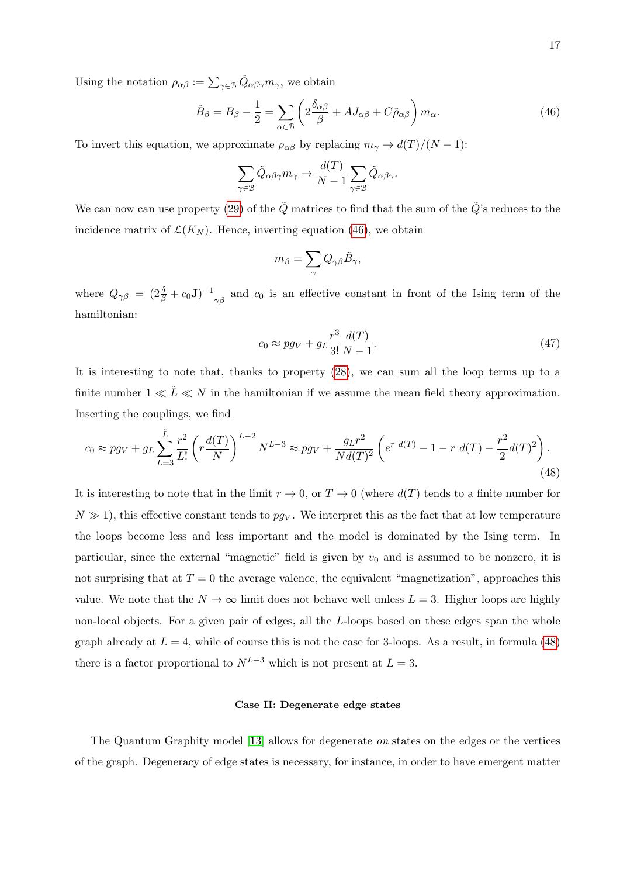Using the notation $\rho_{\alpha\beta} := \sum_{\gamma\in\mathcal{B}} \tilde{Q}_{\alpha\beta\gamma} m_\gamma$, we obtain

$$
\tilde{B}_\beta = B_\beta - \frac{1}{2} = \sum_{\alpha\in\mathcal{B}} \left( 2\frac{\delta_{\alpha\beta}}{\beta} + AJ_{\alpha\beta} + C\tilde{\rho}_{\alpha\beta} \right) m_\alpha. \tag{46}
$$

To invert this equation, we approximate $\rho_{\alpha\beta}$ by replacing $m_\gamma \to d(T)/(N-1)$:

$$
\sum_{\gamma\in\mathcal{B}} \tilde{Q}_{\alpha\beta\gamma} m_\gamma \to \frac{d(T)}{N-1} \sum_{\gamma\in\mathcal{B}} \tilde{Q}_{\alpha\beta\gamma}.
$$

We can now can use property (29) of the $\tilde{Q}$ matrices to find that the sum of the $\tilde{Q}$'s reduces to the incidence matrix of $\mathcal{L}(K_N)$. Hence, inverting equation (46), we obtain

$$
m_\beta = \sum_\gamma Q_{\gamma\beta} \tilde{B}_\gamma,
$$

where $Q_{\gamma\beta} = \left(2\frac{\delta}{\beta} + c_0 \mathbf{J}\right)^{-1}{}_{\gamma\beta}$ and $c_0$ is an effective constant in front of the Ising term of the hamiltonian:

$$
c_0 \approx p g_V + g_L \frac{r^3}{3!} \frac{d(T)}{N-1}. \tag{47}
$$

It is interesting to note that, thanks to property (28), we can sum all the loop terms up to a finite number $1 \ll \tilde{L} \ll N$ in the hamiltonian if we assume the mean field theory approximation. Inserting the couplings, we find

$$
c_0 \approx p g_V + g_L \sum_{L=3}^{\tilde{L}} \frac{r^2}{L!} \left( r \frac{d(T)}{N} \right)^{L-2} N^{L-3} \approx p g_V + \frac{g_L r^2}{N d(T)^2} \left( e^{r\ d(T)} - 1 - r\ d(T) - \frac{r^2}{2} d(T)^2 \right). \tag{48}
$$

It is interesting to note that in the limit $r \to 0$, or $T \to 0$ (where $d(T)$ tends to a finite number for $N \gg 1$), this effective constant tends to $p g_V$. We interpret this as the fact that at low temperature the loops become less and less important and the model is dominated by the Ising term. In particular, since the external "magnetic" field is given by $v_0$ and is assumed to be nonzero, it is not surprising that at $T = 0$ the average valence, the equivalent "magnetization", approaches this value. We note that the $N \to \infty$ limit does not behave well unless $L = 3$. Higher loops are highly non-local objects. For a given pair of edges, all the $L$-loops based on these edges span the whole graph already at $L = 4$, while of course this is not the case for 3-loops. As a result, in formula (48) there is a factor proportional to $N^{L-3}$ which is not present at $L = 3$.

**Case II: Degenerate edge states**

The Quantum Graphity model [13] allows for degenerate *on* states on the edges or the vertices of the graph. Degeneracy of edge states is necessary, for instance, in order to have emergent matter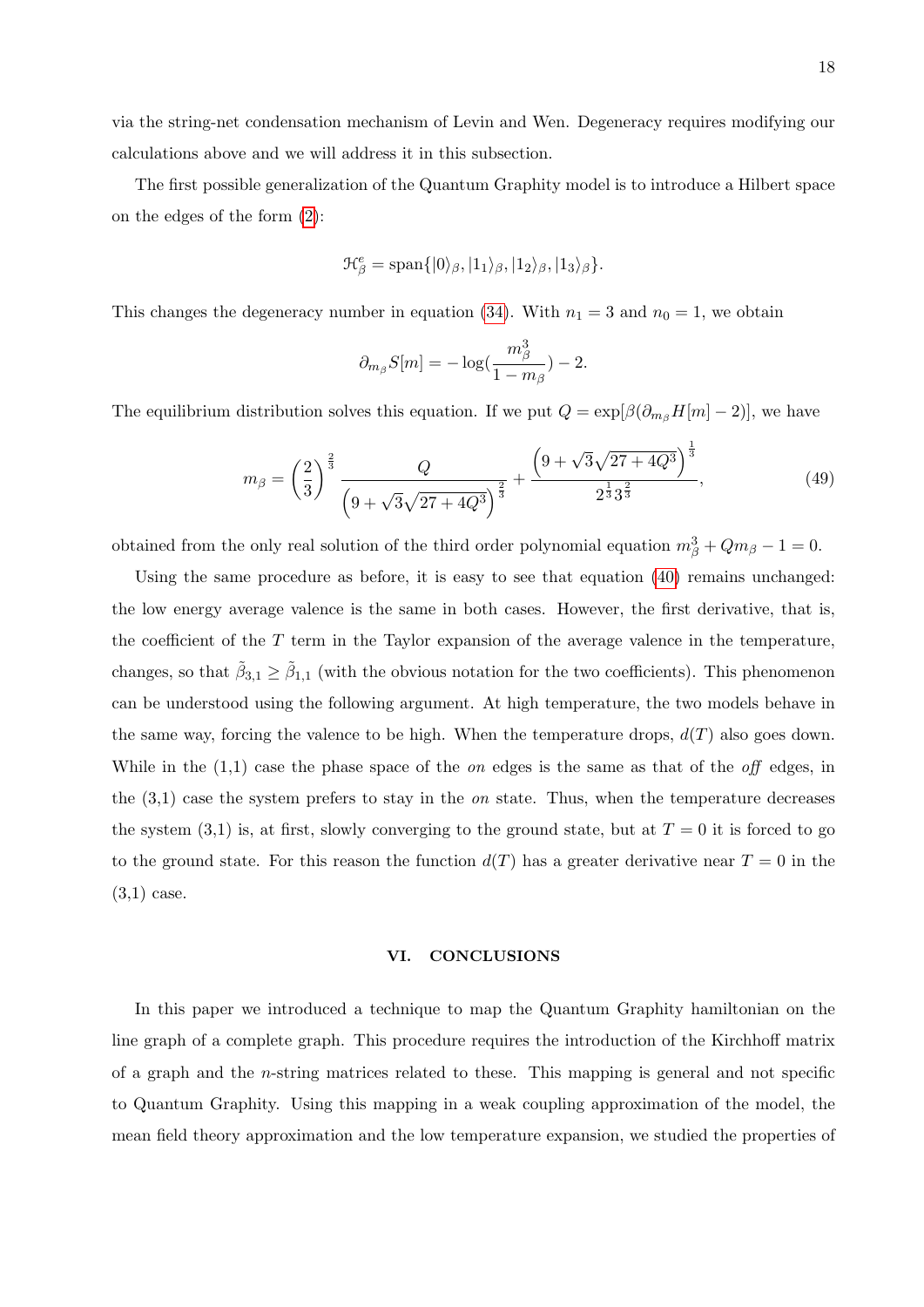via the string-net condensation mechanism of Levin and Wen. Degeneracy requires modifying our calculations above and we will address it in this subsection.

The first possible generalization of the Quantum Graphity model is to introduce a Hilbert space on the edges of the form (2):

$$\mathcal{H}^{e}_{\beta} = \text{span}\{|0\rangle_\beta, |1_1\rangle_\beta, |1_2\rangle_\beta, |1_3\rangle_\beta\}.$$

This changes the degeneracy number in equation (34). With $n_1 = 3$ and $n_0 = 1$, we obtain

$$\partial_{m_\beta} S[m] = -\log\left(\frac{m_\beta^3}{1-m_\beta}\right) - 2.$$

The equilibrium distribution solves this equation. If we put $Q = \exp[\beta(\partial_{m_\beta} H[m] - 2)]$, we have

$$m_\beta = \left(\frac{2}{3}\right)^{\frac{2}{3}} \frac{Q}{\left(9+\sqrt{3}\sqrt{27+4Q^3}\right)^{\frac{2}{3}}} + \frac{\left(9+\sqrt{3}\sqrt{27+4Q^3}\right)^{\frac{1}{3}}}{2^{\frac{1}{3}}3^{\frac{2}{3}}}, \tag{49}$$

obtained from the only real solution of the third order polynomial equation $m_\beta^3 + Q m_\beta - 1 = 0$.

Using the same procedure as before, it is easy to see that equation (40) remains unchanged: the low energy average valence is the same in both cases. However, the first derivative, that is, the coefficient of the $T$ term in the Taylor expansion of the average valence in the temperature, changes, so that $\tilde{\beta}_{3,1} \geq \tilde{\beta}_{1,1}$ (with the obvious notation for the two coefficients). This phenomenon can be understood using the following argument. At high temperature, the two models behave in the same way, forcing the valence to be high. When the temperature drops, $d(T)$ also goes down. While in the (1,1) case the phase space of the *on* edges is the same as that of the *off* edges, in the (3,1) case the system prefers to stay in the *on* state. Thus, when the temperature decreases the system (3,1) is, at first, slowly converging to the ground state, but at $T = 0$ it is forced to go to the ground state. For this reason the function $d(T)$ has a greater derivative near $T = 0$ in the (3,1) case.

## VI. CONCLUSIONS

In this paper we introduced a technique to map the Quantum Graphity hamiltonian on the line graph of a complete graph. This procedure requires the introduction of the Kirchhoff matrix of a graph and the $n$-string matrices related to these. This mapping is general and not specific to Quantum Graphity. Using this mapping in a weak coupling approximation of the model, the mean field theory approximation and the low temperature expansion, we studied the properties of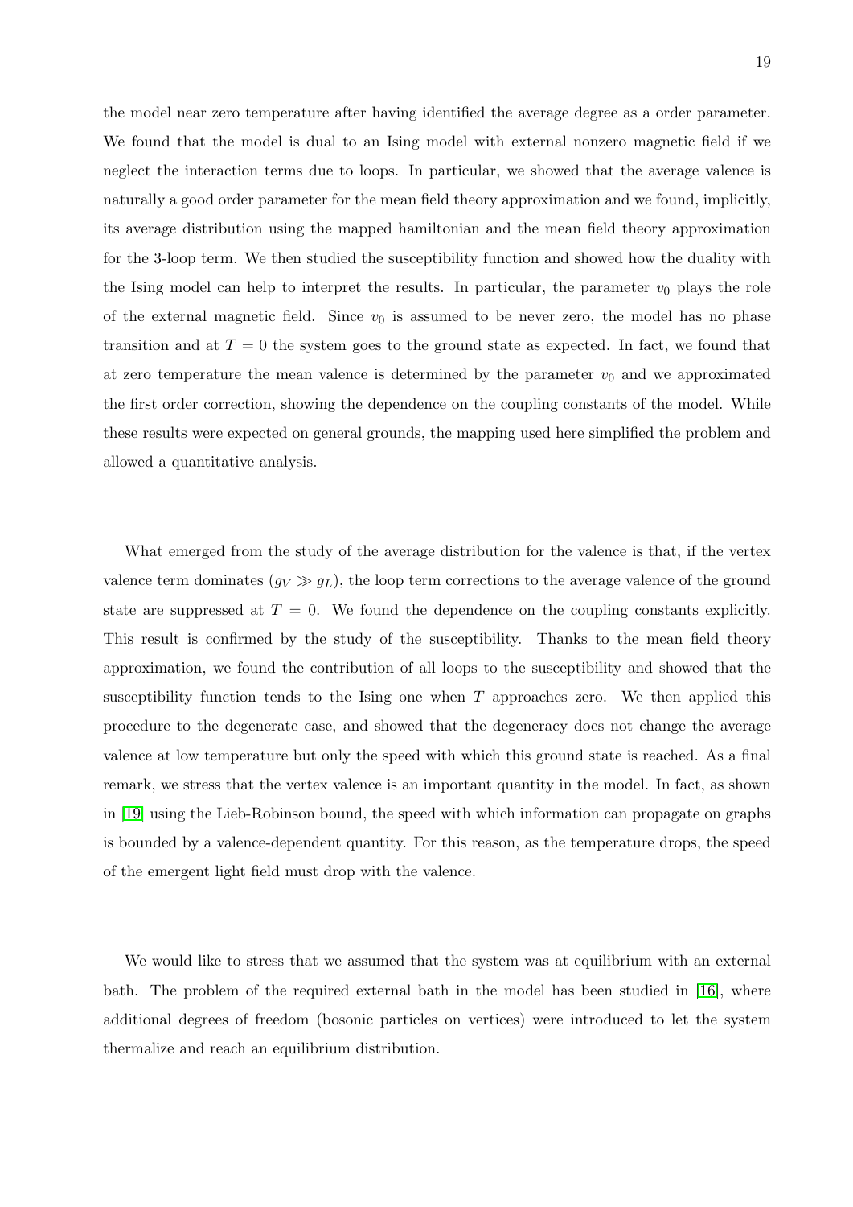the model near zero temperature after having identified the average degree as a order parameter. We found that the model is dual to an Ising model with external nonzero magnetic field if we neglect the interaction terms due to loops. In particular, we showed that the average valence is naturally a good order parameter for the mean field theory approximation and we found, implicitly, its average distribution using the mapped hamiltonian and the mean field theory approximation for the 3-loop term. We then studied the susceptibility function and showed how the duality with the Ising model can help to interpret the results. In particular, the parameter $v_0$ plays the role of the external magnetic field. Since $v_0$ is assumed to be never zero, the model has no phase transition and at $T = 0$ the system goes to the ground state as expected. In fact, we found that at zero temperature the mean valence is determined by the parameter $v_0$ and we approximated the first order correction, showing the dependence on the coupling constants of the model. While these results were expected on general grounds, the mapping used here simplified the problem and allowed a quantitative analysis.

What emerged from the study of the average distribution for the valence is that, if the vertex valence term dominates ($g_V \gg g_L$), the loop term corrections to the average valence of the ground state are suppressed at $T = 0$. We found the dependence on the coupling constants explicitly. This result is confirmed by the study of the susceptibility. Thanks to the mean field theory approximation, we found the contribution of all loops to the susceptibility and showed that the susceptibility function tends to the Ising one when $T$ approaches zero. We then applied this procedure to the degenerate case, and showed that the degeneracy does not change the average valence at low temperature but only the speed with which this ground state is reached. As a final remark, we stress that the vertex valence is an important quantity in the model. In fact, as shown in [19] using the Lieb-Robinson bound, the speed with which information can propagate on graphs is bounded by a valence-dependent quantity. For this reason, as the temperature drops, the speed of the emergent light field must drop with the valence.

We would like to stress that we assumed that the system was at equilibrium with an external bath. The problem of the required external bath in the model has been studied in [16], where additional degrees of freedom (bosonic particles on vertices) were introduced to let the system thermalize and reach an equilibrium distribution.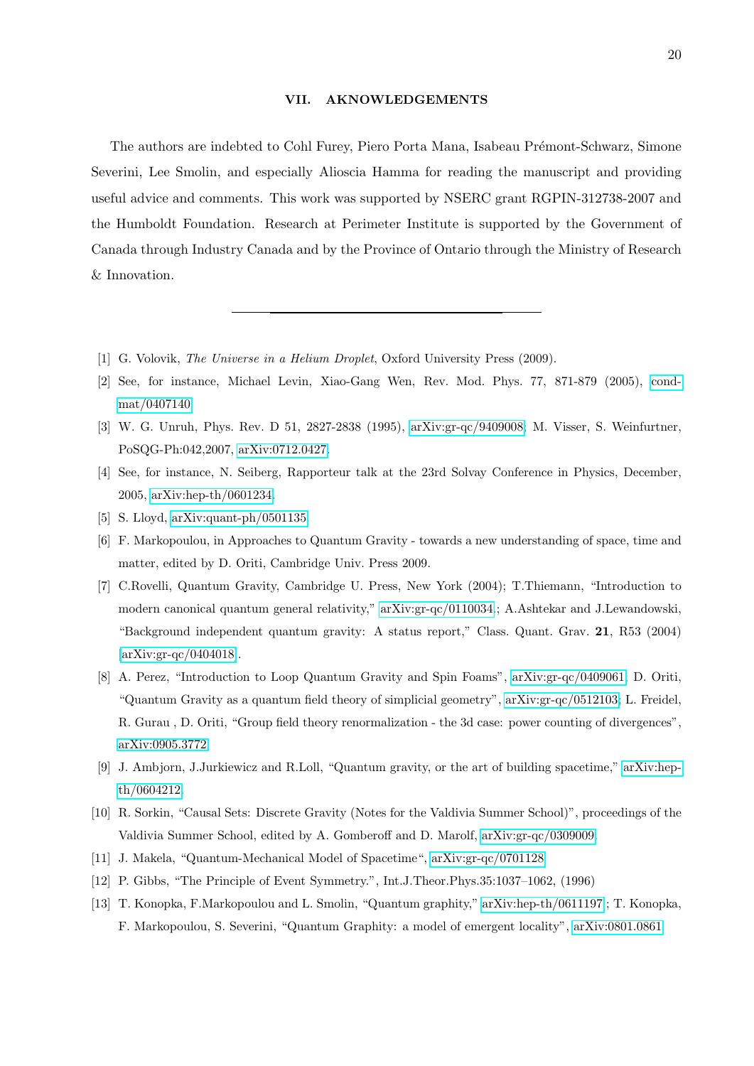## VII. AKNOWLEDGEMENTS

The authors are indebted to Cohl Furey, Piero Porta Mana, Isabeau Prémont-Schwarz, Simone Severini, Lee Smolin, and especially Alioscia Hamma for reading the manuscript and providing useful advice and comments. This work was supported by NSERC grant RGPIN-312738-2007 and the Humboldt Foundation. Research at Perimeter Institute is supported by the Government of Canada through Industry Canada and by the Province of Ontario through the Ministry of Research & Innovation.

---

[1] G. Volovik, *The Universe in a Helium Droplet*, Oxford University Press (2009).

[2] See, for instance, Michael Levin, Xiao-Gang Wen, Rev. Mod. Phys. 77, 871-879 (2005), cond-mat/0407140.

[3] W. G. Unruh, Phys. Rev. D 51, 2827-2838 (1995), arXiv:gr-qc/9409008; M. Visser, S. Weinfurtner, PoSQG-Ph:042,2007, arXiv:0712.0427.

[4] See, for instance, N. Seiberg, Rapporteur talk at the 23rd Solvay Conference in Physics, December, 2005, arXiv:hep-th/0601234.

[5] S. Lloyd, arXiv:quant-ph/0501135.

[6] F. Markopoulou, in Approaches to Quantum Gravity - towards a new understanding of space, time and matter, edited by D. Oriti, Cambridge Univ. Press 2009.

[7] C.Rovelli, Quantum Gravity, Cambridge U. Press, New York (2004); T.Thiemann, "Introduction to modern canonical quantum general relativity," arXiv:gr-qc/0110034.; A.Ashtekar and J.Lewandowski, "Background independent quantum gravity: A status report," Class. Quant. Grav. **21**, R53 (2004) [arXiv:gr-qc/0404018].

[8] A. Perez, "Introduction to Loop Quantum Gravity and Spin Foams", arXiv:gr-qc/0409061; D. Oriti, "Quantum Gravity as a quantum field theory of simplicial geometry", arXiv:gr-qc/0512103; L. Freidel, R. Gurau , D. Oriti, "Group field theory renormalization - the 3d case: power counting of divergences", arXiv:0905.3772.

[9] J. Ambjorn, J.Jurkiewicz and R.Loll, "Quantum gravity, or the art of building spacetime," arXiv:hep-th/0604212.

[10] R. Sorkin, "Causal Sets: Discrete Gravity (Notes for the Valdivia Summer School)", proceedings of the Valdivia Summer School, edited by A. Gomberoff and D. Marolf, arXiv:gr-qc/0309009.

[11] J. Makela, "Quantum-Mechanical Model of Spacetime", arXiv:gr-qc/0701128.

[12] P. Gibbs, "The Principle of Event Symmetry.", Int.J.Theor.Phys.35:1037–1062, (1996)

[13] T. Konopka, F.Markopoulou and L. Smolin, "Quantum graphity," arXiv:hep-th/0611197; T. Konopka, F. Markopoulou, S. Severini, "Quantum Graphity: a model of emergent locality", arXiv:0801.0861.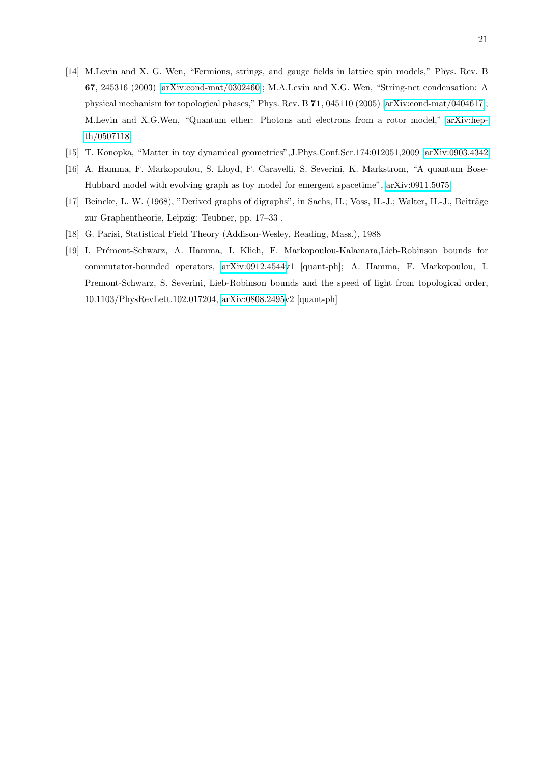[14] M.Levin and X. G. Wen, "Fermions, strings, and gauge fields in lattice spin models," Phys. Rev. B **67**, 245316 (2003) arXiv:cond-mat/0302460; M.A.Levin and X.G. Wen, "String-net condensation: A physical mechanism for topological phases," Phys. Rev. B **71**, 045110 (2005) arXiv:cond-mat/0404617; M.Levin and X.G.Wen, "Quantum ether: Photons and electrons from a rotor model," arXiv:hep-th/0507118.

[15] T. Konopka, "Matter in toy dynamical geometries",J.Phys.Conf.Ser.174:012051,2009 arXiv:0903.4342

[16] A. Hamma, F. Markopoulou, S. Lloyd, F. Caravelli, S. Severini, K. Markstrom, "A quantum Bose-Hubbard model with evolving graph as toy model for emergent spacetime", arXiv:0911.5075

[17] Beineke, L. W. (1968), "Derived graphs of digraphs", in Sachs, H.; Voss, H.-J.; Walter, H.-J., Beiträge zur Graphentheorie, Leipzig: Teubner, pp. 17–33 .

[18] G. Parisi, Statistical Field Theory (Addison-Wesley, Reading, Mass.), 1988

[19] I. Prémont-Schwarz, A. Hamma, I. Klich, F. Markopoulou-Kalamara,Lieb-Robinson bounds for commutator-bounded operators, arXiv:0912.4544v1 [quant-ph]; A. Hamma, F. Markopoulou, I. Premont-Schwarz, S. Severini, Lieb-Robinson bounds and the speed of light from topological order, 10.1103/PhysRevLett.102.017204, arXiv:0808.2495v2 [quant-ph]